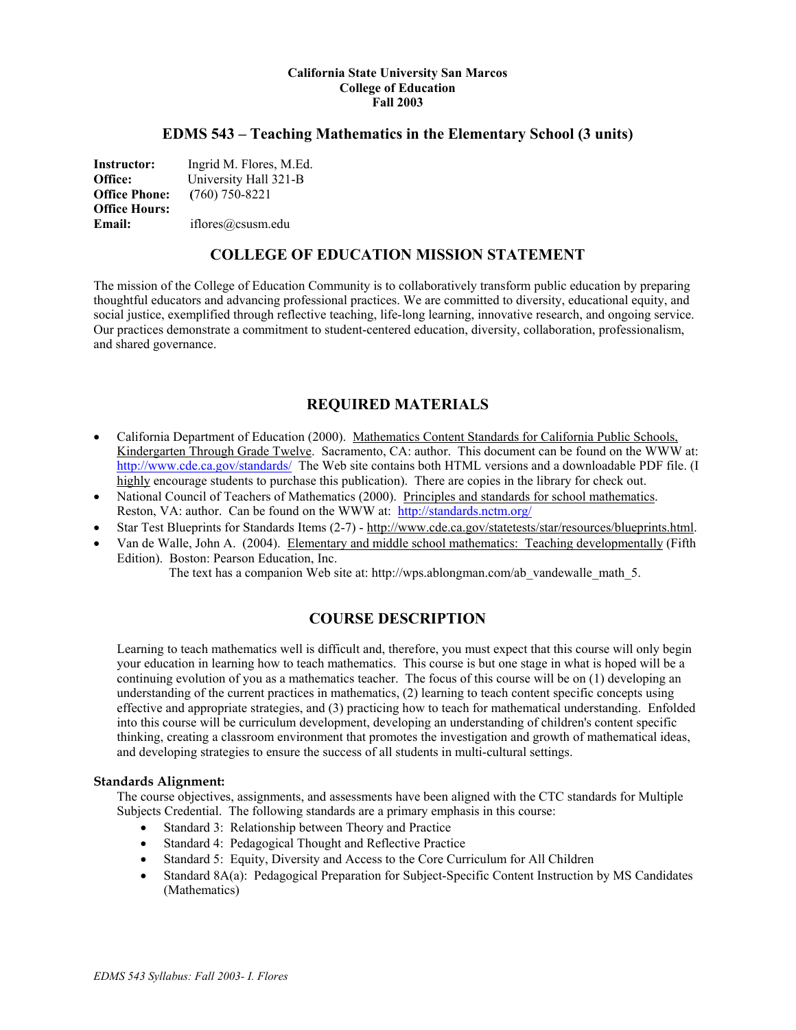**California State University San Marcos**
**College of Education**
**Fall 2003**

# EDMS 543 – Teaching Mathematics in the Elementary School (3 units)

**Instructor:** Ingrid M. Flores, M.Ed.
**Office:** University Hall 321-B
**Office Phone:** (760) 750-8221
**Office Hours:**
**Email:** iflores@csusm.edu

## COLLEGE OF EDUCATION MISSION STATEMENT

The mission of the College of Education Community is to collaboratively transform public education by preparing thoughtful educators and advancing professional practices. We are committed to diversity, educational equity, and social justice, exemplified through reflective teaching, life-long learning, innovative research, and ongoing service. Our practices demonstrate a commitment to student-centered education, diversity, collaboration, professionalism, and shared governance.

## REQUIRED MATERIALS

- California Department of Education (2000). Mathematics Content Standards for California Public Schools, Kindergarten Through Grade Twelve. Sacramento, CA: author. This document can be found on the WWW at: http://www.cde.ca.gov/standards/ The Web site contains both HTML versions and a downloadable PDF file. (I highly encourage students to purchase this publication). There are copies in the library for check out.
- National Council of Teachers of Mathematics (2000). Principles and standards for school mathematics. Reston, VA: author. Can be found on the WWW at: http://standards.nctm.org/
- Star Test Blueprints for Standards Items (2-7) - http://www.cde.ca.gov/statetests/star/resources/blueprints.html.
- Van de Walle, John A. (2004). Elementary and middle school mathematics: Teaching developmentally (Fifth Edition). Boston: Pearson Education, Inc.
  The text has a companion Web site at: http://wps.ablongman.com/ab_vandewalle_math_5.

## COURSE DESCRIPTION

Learning to teach mathematics well is difficult and, therefore, you must expect that this course will only begin your education in learning how to teach mathematics. This course is but one stage in what is hoped will be a continuing evolution of you as a mathematics teacher. The focus of this course will be on (1) developing an understanding of the current practices in mathematics, (2) learning to teach content specific concepts using effective and appropriate strategies, and (3) practicing how to teach for mathematical understanding. Enfolded into this course will be curriculum development, developing an understanding of children's content specific thinking, creating a classroom environment that promotes the investigation and growth of mathematical ideas, and developing strategies to ensure the success of all students in multi-cultural settings.

### Standards Alignment:

The course objectives, assignments, and assessments have been aligned with the CTC standards for Multiple Subjects Credential. The following standards are a primary emphasis in this course:

- Standard 3: Relationship between Theory and Practice
- Standard 4: Pedagogical Thought and Reflective Practice
- Standard 5: Equity, Diversity and Access to the Core Curriculum for All Children
- Standard 8A(a): Pedagogical Preparation for Subject-Specific Content Instruction by MS Candidates (Mathematics)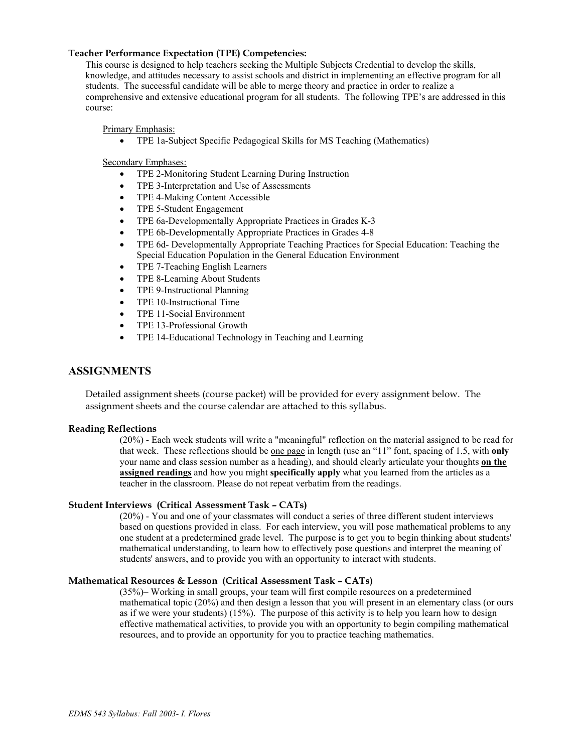### Teacher Performance Expectation (TPE) Competencies:

This course is designed to help teachers seeking the Multiple Subjects Credential to develop the skills, knowledge, and attitudes necessary to assist schools and district in implementing an effective program for all students. The successful candidate will be able to merge theory and practice in order to realize a comprehensive and extensive educational program for all students. The following TPE's are addressed in this course:

<u>Primary Emphasis:</u>

- TPE 1a-Subject Specific Pedagogical Skills for MS Teaching (Mathematics)

<u>Secondary Emphases:</u>

- TPE 2-Monitoring Student Learning During Instruction
- TPE 3-Interpretation and Use of Assessments
- TPE 4-Making Content Accessible
- TPE 5-Student Engagement
- TPE 6a-Developmentally Appropriate Practices in Grades K-3
- TPE 6b-Developmentally Appropriate Practices in Grades 4-8
- TPE 6d- Developmentally Appropriate Teaching Practices for Special Education: Teaching the Special Education Population in the General Education Environment
- TPE 7-Teaching English Learners
- TPE 8-Learning About Students
- TPE 9-Instructional Planning
- TPE 10-Instructional Time
- TPE 11-Social Environment
- TPE 13-Professional Growth
- TPE 14-Educational Technology in Teaching and Learning

## ASSIGNMENTS

Detailed assignment sheets (course packet) will be provided for every assignment below. The assignment sheets and the course calendar are attached to this syllabus.

### Reading Reflections

(20%) - Each week students will write a "meaningful" reflection on the material assigned to be read for that week. These reflections should be <u>one page</u> in length (use an "11" font, spacing of 1.5, with **only** your name and class session number as a heading), and should clearly articulate your thoughts <u>**on the assigned readings**</u> and how you might **specifically apply** what you learned from the articles as a teacher in the classroom. Please do not repeat verbatim from the readings.

### Student Interviews (Critical Assessment Task – CATs)

(20%) - You and one of your classmates will conduct a series of three different student interviews based on questions provided in class. For each interview, you will pose mathematical problems to any one student at a predetermined grade level. The purpose is to get you to begin thinking about students' mathematical understanding, to learn how to effectively pose questions and interpret the meaning of students' answers, and to provide you with an opportunity to interact with students.

### Mathematical Resources & Lesson (Critical Assessment Task – CATs)

(35%)– Working in small groups, your team will first compile resources on a predetermined mathematical topic (20%) and then design a lesson that you will present in an elementary class (or ours as if we were your students) (15%). The purpose of this activity is to help you learn how to design effective mathematical activities, to provide you with an opportunity to begin compiling mathematical resources, and to provide an opportunity for you to practice teaching mathematics.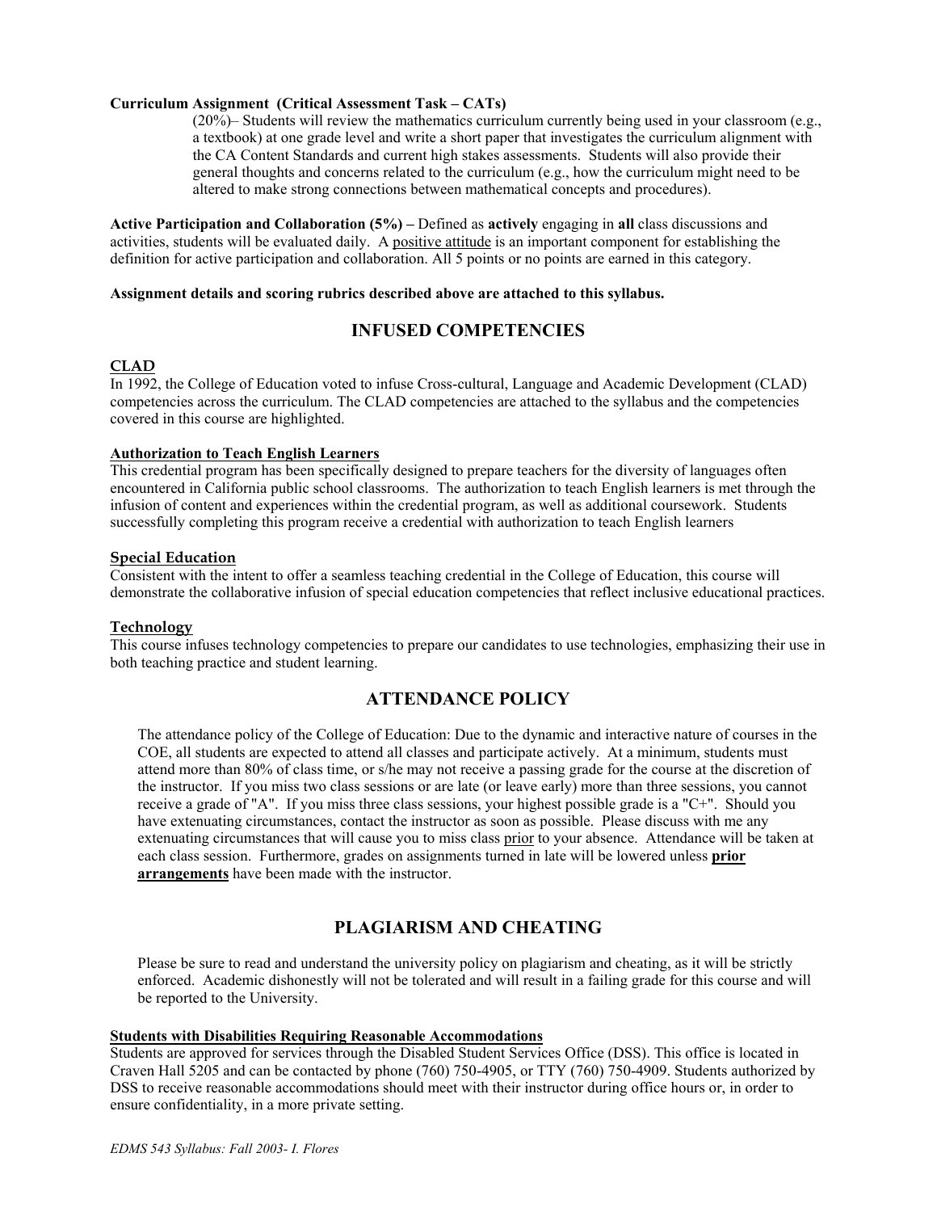**Curriculum Assignment (Critical Assessment Task – CATs)**

(20%)– Students will review the mathematics curriculum currently being used in your classroom (e.g., a textbook) at one grade level and write a short paper that investigates the curriculum alignment with the CA Content Standards and current high stakes assessments. Students will also provide their general thoughts and concerns related to the curriculum (e.g., how the curriculum might need to be altered to make strong connections between mathematical concepts and procedures).

**Active Participation and Collaboration (5%) –** Defined as **actively** engaging in **all** class discussions and activities, students will be evaluated daily. A positive attitude is an important component for establishing the definition for active participation and collaboration. All 5 points or no points are earned in this category.

**Assignment details and scoring rubrics described above are attached to this syllabus.**

## INFUSED COMPETENCIES

### CLAD

In 1992, the College of Education voted to infuse Cross-cultural, Language and Academic Development (CLAD) competencies across the curriculum. The CLAD competencies are attached to the syllabus and the competencies covered in this course are highlighted.

### Authorization to Teach English Learners

This credential program has been specifically designed to prepare teachers for the diversity of languages often encountered in California public school classrooms. The authorization to teach English learners is met through the infusion of content and experiences within the credential program, as well as additional coursework. Students successfully completing this program receive a credential with authorization to teach English learners

### Special Education

Consistent with the intent to offer a seamless teaching credential in the College of Education, this course will demonstrate the collaborative infusion of special education competencies that reflect inclusive educational practices.

### Technology

This course infuses technology competencies to prepare our candidates to use technologies, emphasizing their use in both teaching practice and student learning.

## ATTENDANCE POLICY

The attendance policy of the College of Education: Due to the dynamic and interactive nature of courses in the COE, all students are expected to attend all classes and participate actively. At a minimum, students must attend more than 80% of class time, or s/he may not receive a passing grade for the course at the discretion of the instructor. If you miss two class sessions or are late (or leave early) more than three sessions, you cannot receive a grade of "A". If you miss three class sessions, your highest possible grade is a "C+". Should you have extenuating circumstances, contact the instructor as soon as possible. Please discuss with me any extenuating circumstances that will cause you to miss class prior to your absence. Attendance will be taken at each class session. Furthermore, grades on assignments turned in late will be lowered unless **prior arrangements** have been made with the instructor.

## PLAGIARISM AND CHEATING

Please be sure to read and understand the university policy on plagiarism and cheating, as it will be strictly enforced. Academic dishonestly will not be tolerated and will result in a failing grade for this course and will be reported to the University.

### Students with Disabilities Requiring Reasonable Accommodations

Students are approved for services through the Disabled Student Services Office (DSS). This office is located in Craven Hall 5205 and can be contacted by phone (760) 750-4905, or TTY (760) 750-4909. Students authorized by DSS to receive reasonable accommodations should meet with their instructor during office hours or, in order to ensure confidentiality, in a more private setting.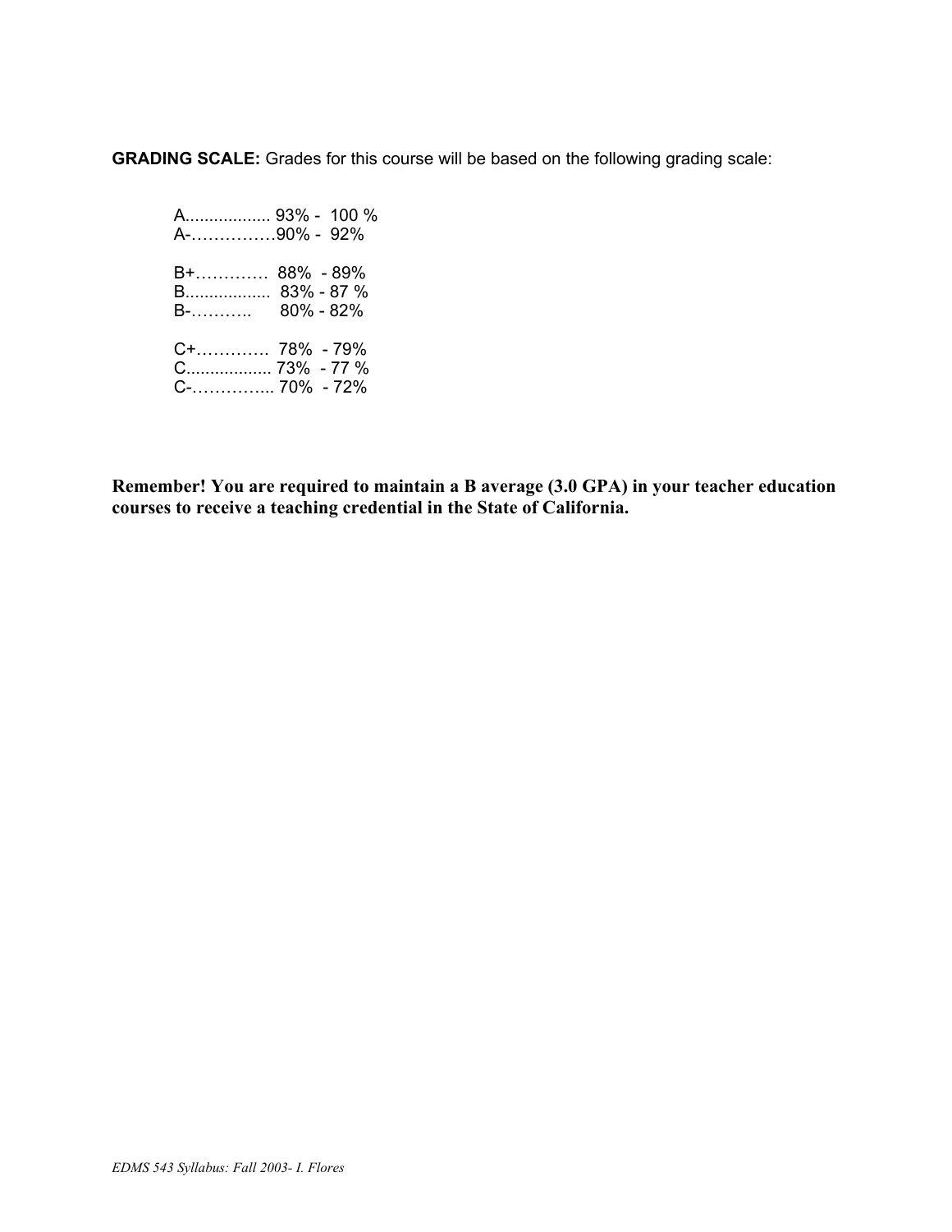**GRADING SCALE:** Grades for this course will be based on the following grading scale:

A.................. 93% - 100 %
A-……………90% - 92%

B+…………. 88% - 89%
B.................. 83% - 87 %
B-……….. 80% - 82%

C+…………. 78% - 79%
C.................. 73% - 77 %
C-………….. 70% - 72%

**Remember! You are required to maintain a B average (3.0 GPA) in your teacher education courses to receive a teaching credential in the State of California.**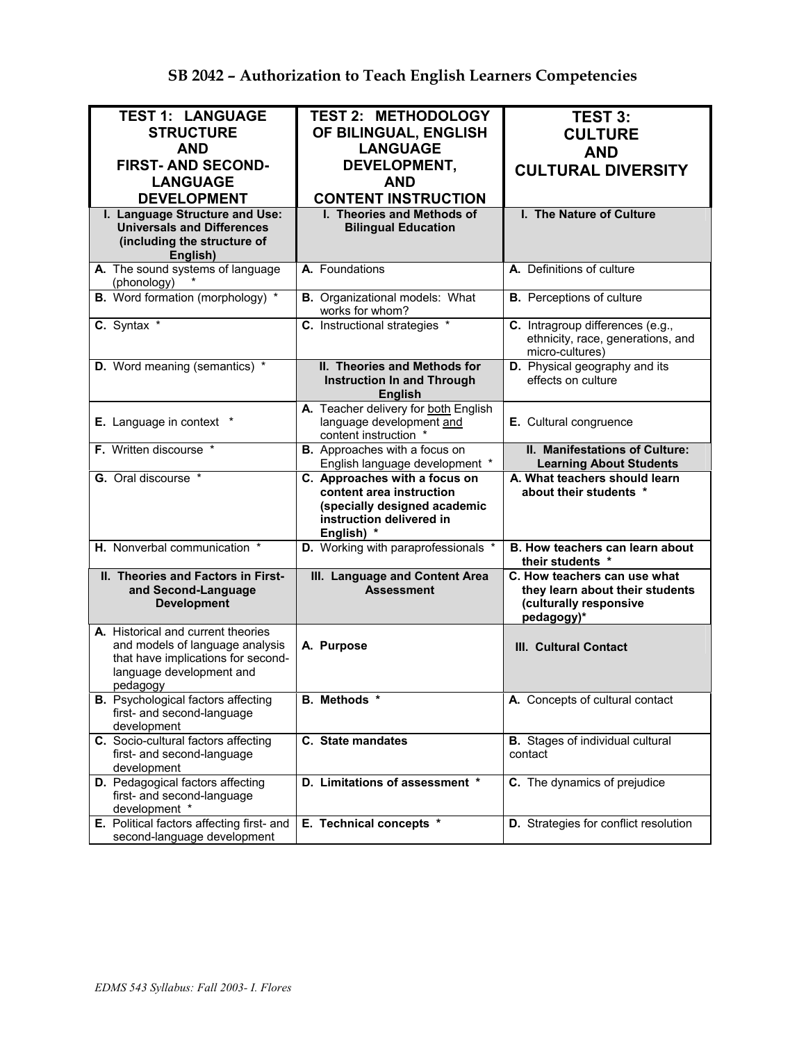## SB 2042 – Authorization to Teach English Learners Competencies

| TEST 1: LANGUAGE STRUCTURE AND FIRST- AND SECOND-LANGUAGE DEVELOPMENT | TEST 2: METHODOLOGY OF BILINGUAL, ENGLISH LANGUAGE DEVELOPMENT, AND CONTENT INSTRUCTION | TEST 3: CULTURE AND CULTURAL DIVERSITY |
|---|---|---|
| **I. Language Structure and Use: Universals and Differences (including the structure of English)** | **I. Theories and Methods of Bilingual Education** | **I. The Nature of Culture** |
| **A.** The sound systems of language (phonology) * | **A.** Foundations | **A.** Definitions of culture |
| **B.** Word formation (morphology) * | **B.** Organizational models: What works for whom? | **B.** Perceptions of culture |
| **C.** Syntax * | **C.** Instructional strategies * | **C.** Intragroup differences (e.g., ethnicity, race, generations, and micro-cultures) |
| **D.** Word meaning (semantics) * | **II. Theories and Methods for Instruction In and Through English** | **D.** Physical geography and its effects on culture |
| **E.** Language in context * | **A.** Teacher delivery for both English language development and content instruction * | **E.** Cultural congruence |
| **F.** Written discourse * | **B.** Approaches with a focus on English language development * | **II. Manifestations of Culture: Learning About Students** |
| **G.** Oral discourse * | **C. Approaches with a focus on content area instruction (specially designed academic instruction delivered in English) *** | **A. What teachers should learn about their students *** |
| **H.** Nonverbal communication * | **D.** Working with paraprofessionals * | **B. How teachers can learn about their students *** |
| **II. Theories and Factors in First- and Second-Language Development** | **III. Language and Content Area Assessment** | **C. How teachers can use what they learn about their students (culturally responsive pedagogy)*** |
| **A.** Historical and current theories and models of language analysis that have implications for second-language development and pedagogy | **A. Purpose** | **III. Cultural Contact** |
| **B.** Psychological factors affecting first- and second-language development | **B. Methods *** | **A.** Concepts of cultural contact |
| **C.** Socio-cultural factors affecting first- and second-language development | **C. State mandates** | **B.** Stages of individual cultural contact |
| **D.** Pedagogical factors affecting first- and second-language development * | **D. Limitations of assessment *** | **C.** The dynamics of prejudice |
| **E.** Political factors affecting first- and second-language development | **E. Technical concepts *** | **D.** Strategies for conflict resolution |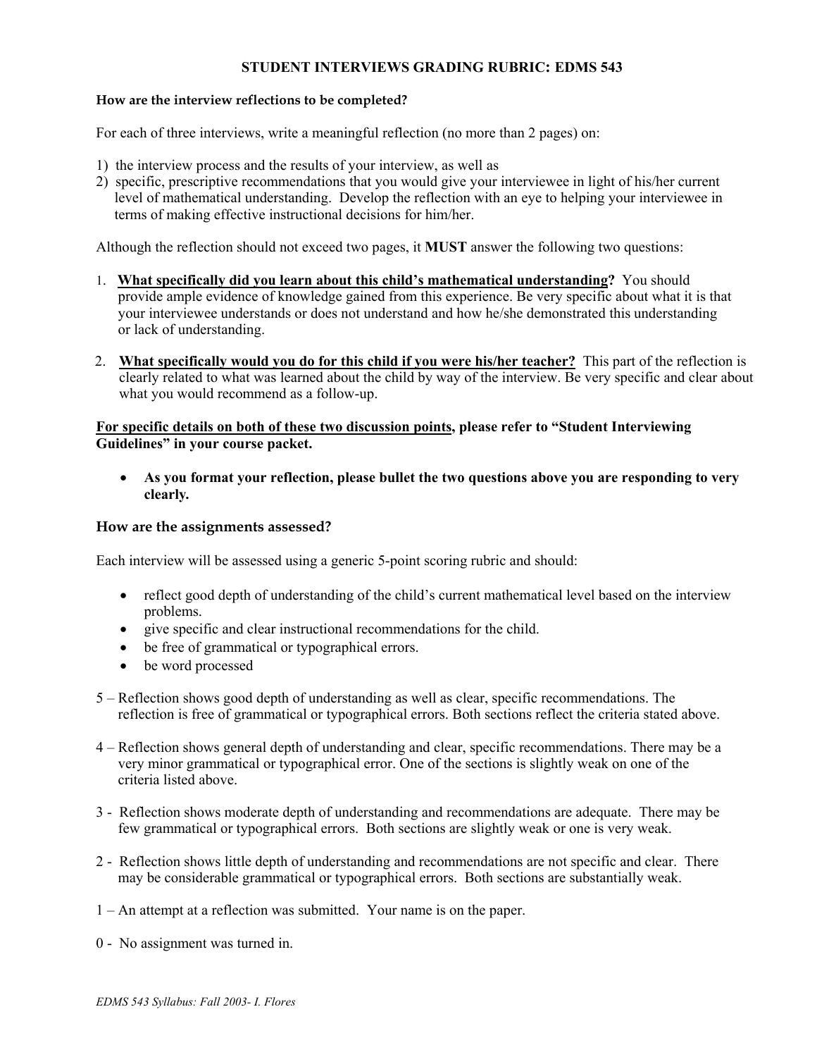## STUDENT INTERVIEWS GRADING RUBRIC: EDMS 543

**How are the interview reflections to be completed?**

For each of three interviews, write a meaningful reflection (no more than 2 pages) on:

1) the interview process and the results of your interview, as well as
2) specific, prescriptive recommendations that you would give your interviewee in light of his/her current level of mathematical understanding. Develop the reflection with an eye to helping your interviewee in terms of making effective instructional decisions for him/her.

Although the reflection should not exceed two pages, it **MUST** answer the following two questions:

1. <u>**What specifically did you learn about this child's mathematical understanding**</u>**?** You should provide ample evidence of knowledge gained from this experience. Be very specific about what it is that your interviewee understands or does not understand and how he/she demonstrated this understanding or lack of understanding.

2. <u>**What specifically would you do for this child if you were his/her teacher?**</u> This part of the reflection is clearly related to what was learned about the child by way of the interview. Be very specific and clear about what you would recommend as a follow-up.

**<u>For specific details on both of these two discussion points</u>, please refer to "Student Interviewing Guidelines" in your course packet.**

- **As you format your reflection, please bullet the two questions above you are responding to very clearly.**

### How are the assignments assessed?

Each interview will be assessed using a generic 5-point scoring rubric and should:

- reflect good depth of understanding of the child's current mathematical level based on the interview problems.
- give specific and clear instructional recommendations for the child.
- be free of grammatical or typographical errors.
- be word processed

5 – Reflection shows good depth of understanding as well as clear, specific recommendations. The reflection is free of grammatical or typographical errors. Both sections reflect the criteria stated above.

4 – Reflection shows general depth of understanding and clear, specific recommendations. There may be a very minor grammatical or typographical error. One of the sections is slightly weak on one of the criteria listed above.

3 - Reflection shows moderate depth of understanding and recommendations are adequate. There may be few grammatical or typographical errors. Both sections are slightly weak or one is very weak.

2 - Reflection shows little depth of understanding and recommendations are not specific and clear. There may be considerable grammatical or typographical errors. Both sections are substantially weak.

1 – An attempt at a reflection was submitted. Your name is on the paper.

0 - No assignment was turned in.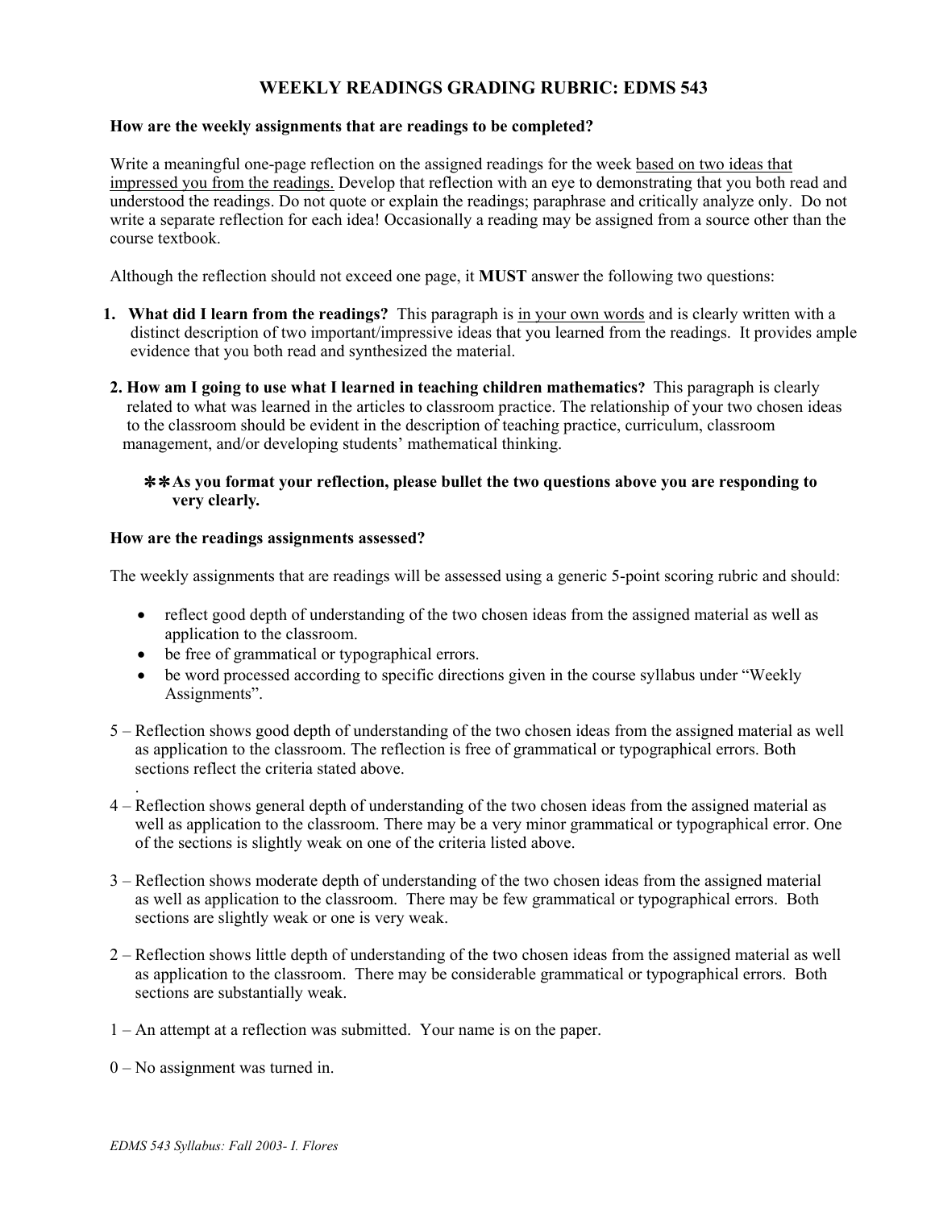# WEEKLY READINGS GRADING RUBRIC: EDMS 543

**How are the weekly assignments that are readings to be completed?**

Write a meaningful one-page reflection on the assigned readings for the week based on two ideas that impressed you from the readings. Develop that reflection with an eye to demonstrating that you both read and understood the readings. Do not quote or explain the readings; paraphrase and critically analyze only. Do not write a separate reflection for each idea! Occasionally a reading may be assigned from a source other than the course textbook.

Although the reflection should not exceed one page, it **MUST** answer the following two questions:

1. **What did I learn from the readings?** This paragraph is in your own words and is clearly written with a distinct description of two important/impressive ideas that you learned from the readings. It provides ample evidence that you both read and synthesized the material.
2. **How am I going to use what I learned in teaching children mathematics?** This paragraph is clearly related to what was learned in the articles to classroom practice. The relationship of your two chosen ideas to the classroom should be evident in the description of teaching practice, curriculum, classroom management, and/or developing students' mathematical thinking.

**✻✻As you format your reflection, please bullet the two questions above you are responding to very clearly.**

**How are the readings assignments assessed?**

The weekly assignments that are readings will be assessed using a generic 5-point scoring rubric and should:

- reflect good depth of understanding of the two chosen ideas from the assigned material as well as application to the classroom.
- be free of grammatical or typographical errors.
- be word processed according to specific directions given in the course syllabus under "Weekly Assignments".

5 – Reflection shows good depth of understanding of the two chosen ideas from the assigned material as well as application to the classroom. The reflection is free of grammatical or typographical errors. Both sections reflect the criteria stated above.

4 – Reflection shows general depth of understanding of the two chosen ideas from the assigned material as well as application to the classroom. There may be a very minor grammatical or typographical error. One of the sections is slightly weak on one of the criteria listed above.

3 – Reflection shows moderate depth of understanding of the two chosen ideas from the assigned material as well as application to the classroom. There may be few grammatical or typographical errors. Both sections are slightly weak or one is very weak.

2 – Reflection shows little depth of understanding of the two chosen ideas from the assigned material as well as application to the classroom. There may be considerable grammatical or typographical errors. Both sections are substantially weak.

1 – An attempt at a reflection was submitted. Your name is on the paper.

0 – No assignment was turned in.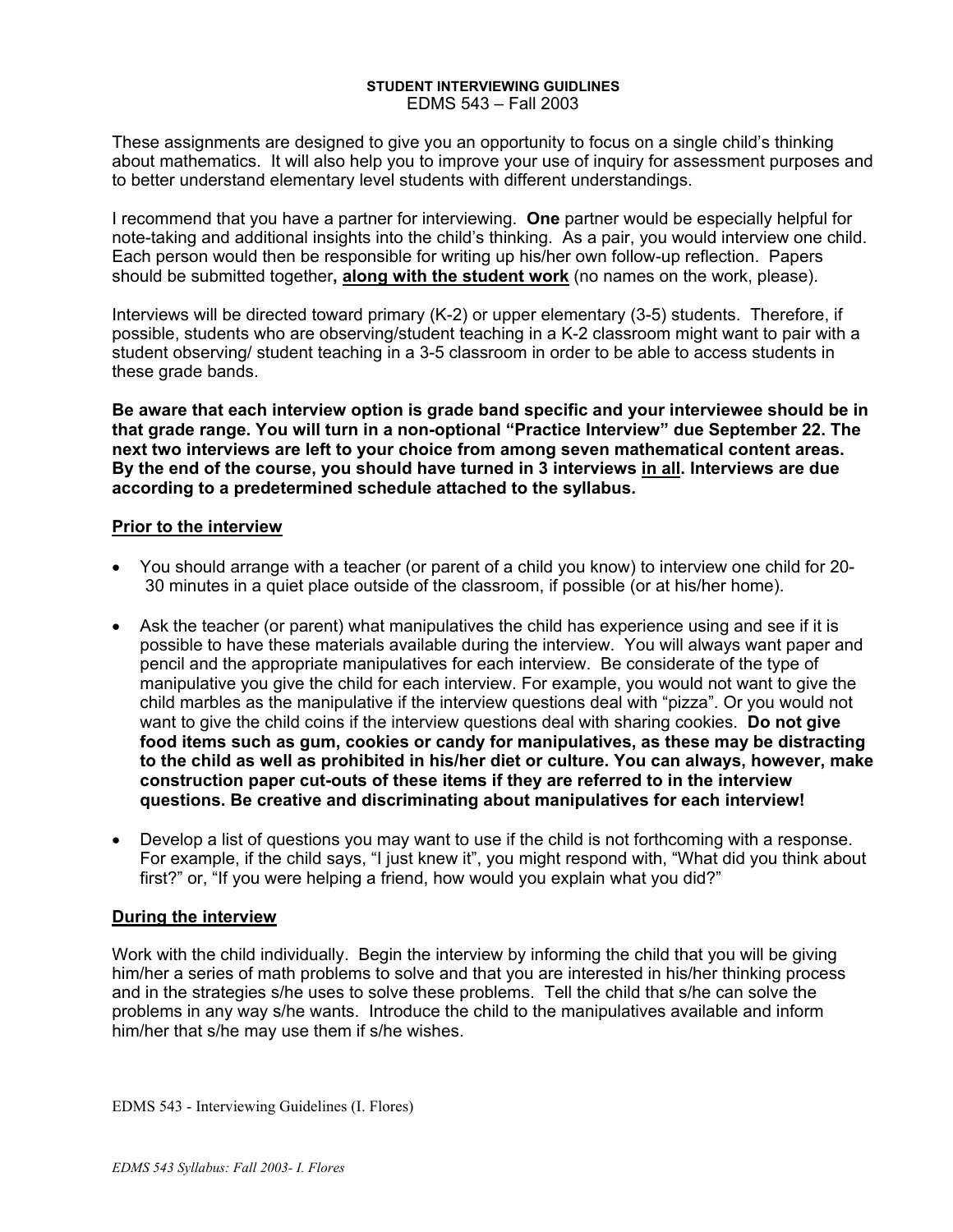**STUDENT INTERVIEWING GUIDLINES**
EDMS 543 – Fall 2003

These assignments are designed to give you an opportunity to focus on a single child's thinking about mathematics. It will also help you to improve your use of inquiry for assessment purposes and to better understand elementary level students with different understandings.

I recommend that you have a partner for interviewing. **One** partner would be especially helpful for note-taking and additional insights into the child's thinking. As a pair, you would interview one child. Each person would then be responsible for writing up his/her own follow-up reflection. Papers should be submitted together**, along with the student work** (no names on the work, please).

Interviews will be directed toward primary (K-2) or upper elementary (3-5) students. Therefore, if possible, students who are observing/student teaching in a K-2 classroom might want to pair with a student observing/ student teaching in a 3-5 classroom in order to be able to access students in these grade bands.

**Be aware that each interview option is grade band specific and your interviewee should be in that grade range. You will turn in a non-optional "Practice Interview" due September 22. The next two interviews are left to your choice from among seven mathematical content areas. By the end of the course, you should have turned in 3 interviews in all. Interviews are due according to a predetermined schedule attached to the syllabus.**

## Prior to the interview

- You should arrange with a teacher (or parent of a child you know) to interview one child for 20-30 minutes in a quiet place outside of the classroom, if possible (or at his/her home).
- Ask the teacher (or parent) what manipulatives the child has experience using and see if it is possible to have these materials available during the interview. You will always want paper and pencil and the appropriate manipulatives for each interview. Be considerate of the type of manipulative you give the child for each interview. For example, you would not want to give the child marbles as the manipulative if the interview questions deal with "pizza". Or you would not want to give the child coins if the interview questions deal with sharing cookies. **Do not give food items such as gum, cookies or candy for manipulatives, as these may be distracting to the child as well as prohibited in his/her diet or culture. You can always, however, make construction paper cut-outs of these items if they are referred to in the interview questions. Be creative and discriminating about manipulatives for each interview!**
- Develop a list of questions you may want to use if the child is not forthcoming with a response. For example, if the child says, "I just knew it", you might respond with, "What did you think about first?" or, "If you were helping a friend, how would you explain what you did?"

## During the interview

Work with the child individually. Begin the interview by informing the child that you will be giving him/her a series of math problems to solve and that you are interested in his/her thinking process and in the strategies s/he uses to solve these problems. Tell the child that s/he can solve the problems in any way s/he wants. Introduce the child to the manipulatives available and inform him/her that s/he may use them if s/he wishes.

EDMS 543 - Interviewing Guidelines (I. Flores)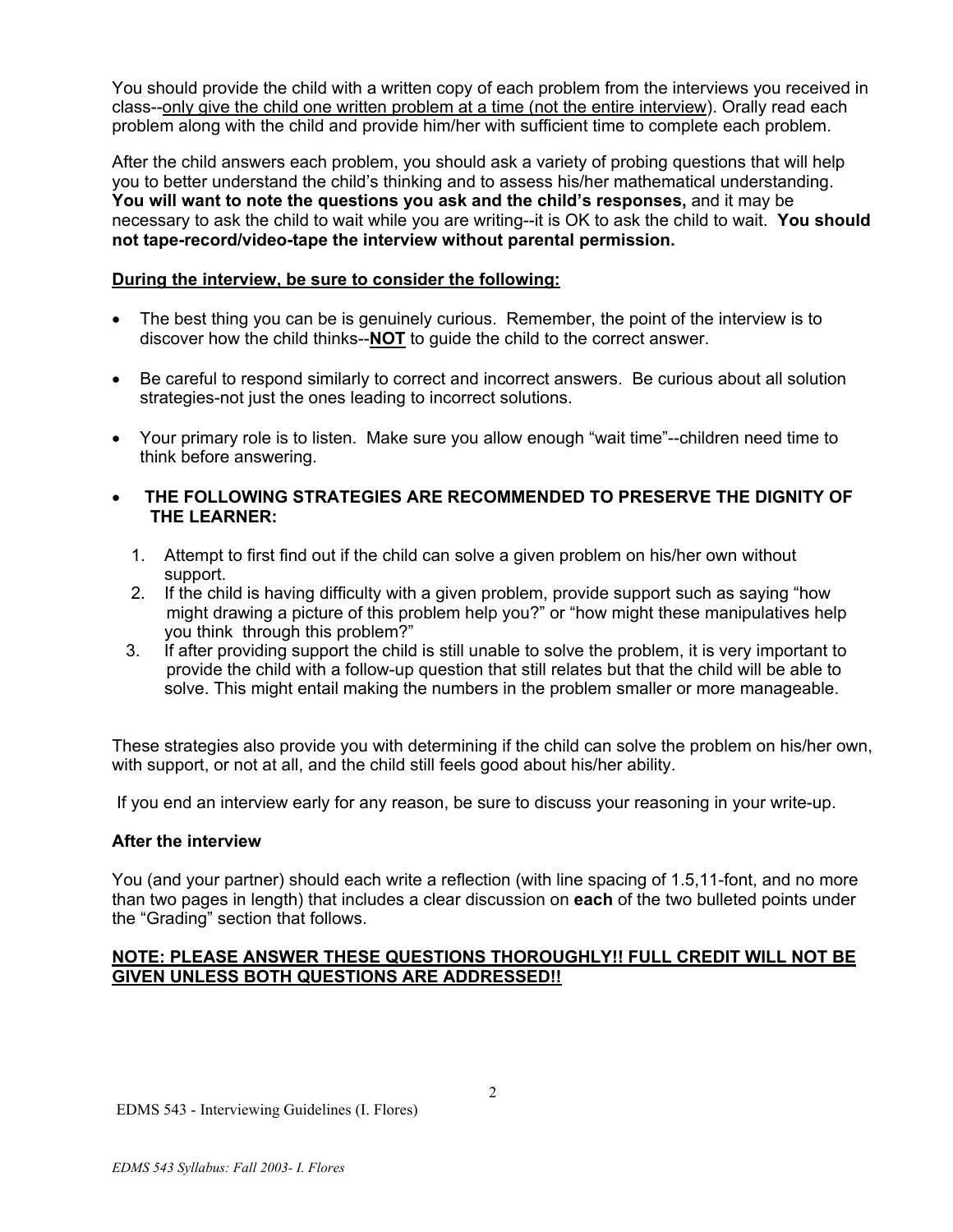You should provide the child with a written copy of each problem from the interviews you received in class--only give the child one written problem at a time (not the entire interview). Orally read each problem along with the child and provide him/her with sufficient time to complete each problem.

After the child answers each problem, you should ask a variety of probing questions that will help you to better understand the child's thinking and to assess his/her mathematical understanding. **You will want to note the questions you ask and the child's responses,** and it may be necessary to ask the child to wait while you are writing--it is OK to ask the child to wait. **You should not tape-record/video-tape the interview without parental permission.**

**During the interview, be sure to consider the following:**

- The best thing you can be is genuinely curious. Remember, the point of the interview is to discover how the child thinks--**NOT** to guide the child to the correct answer.
- Be careful to respond similarly to correct and incorrect answers. Be curious about all solution strategies-not just the ones leading to incorrect solutions.
- Your primary role is to listen. Make sure you allow enough "wait time"--children need time to think before answering.
- **THE FOLLOWING STRATEGIES ARE RECOMMENDED TO PRESERVE THE DIGNITY OF THE LEARNER:**
  1. Attempt to first find out if the child can solve a given problem on his/her own without support.
  2. If the child is having difficulty with a given problem, provide support such as saying "how might drawing a picture of this problem help you?" or "how might these manipulatives help you think through this problem?"
  3. If after providing support the child is still unable to solve the problem, it is very important to provide the child with a follow-up question that still relates but that the child will be able to solve. This might entail making the numbers in the problem smaller or more manageable.

These strategies also provide you with determining if the child can solve the problem on his/her own, with support, or not at all, and the child still feels good about his/her ability.

If you end an interview early for any reason, be sure to discuss your reasoning in your write-up.

**After the interview**

You (and your partner) should each write a reflection (with line spacing of 1.5,11-font, and no more than two pages in length) that includes a clear discussion on **each** of the two bulleted points under the "Grading" section that follows.

**NOTE: PLEASE ANSWER THESE QUESTIONS THOROUGHLY!! FULL CREDIT WILL NOT BE GIVEN UNLESS BOTH QUESTIONS ARE ADDRESSED!!**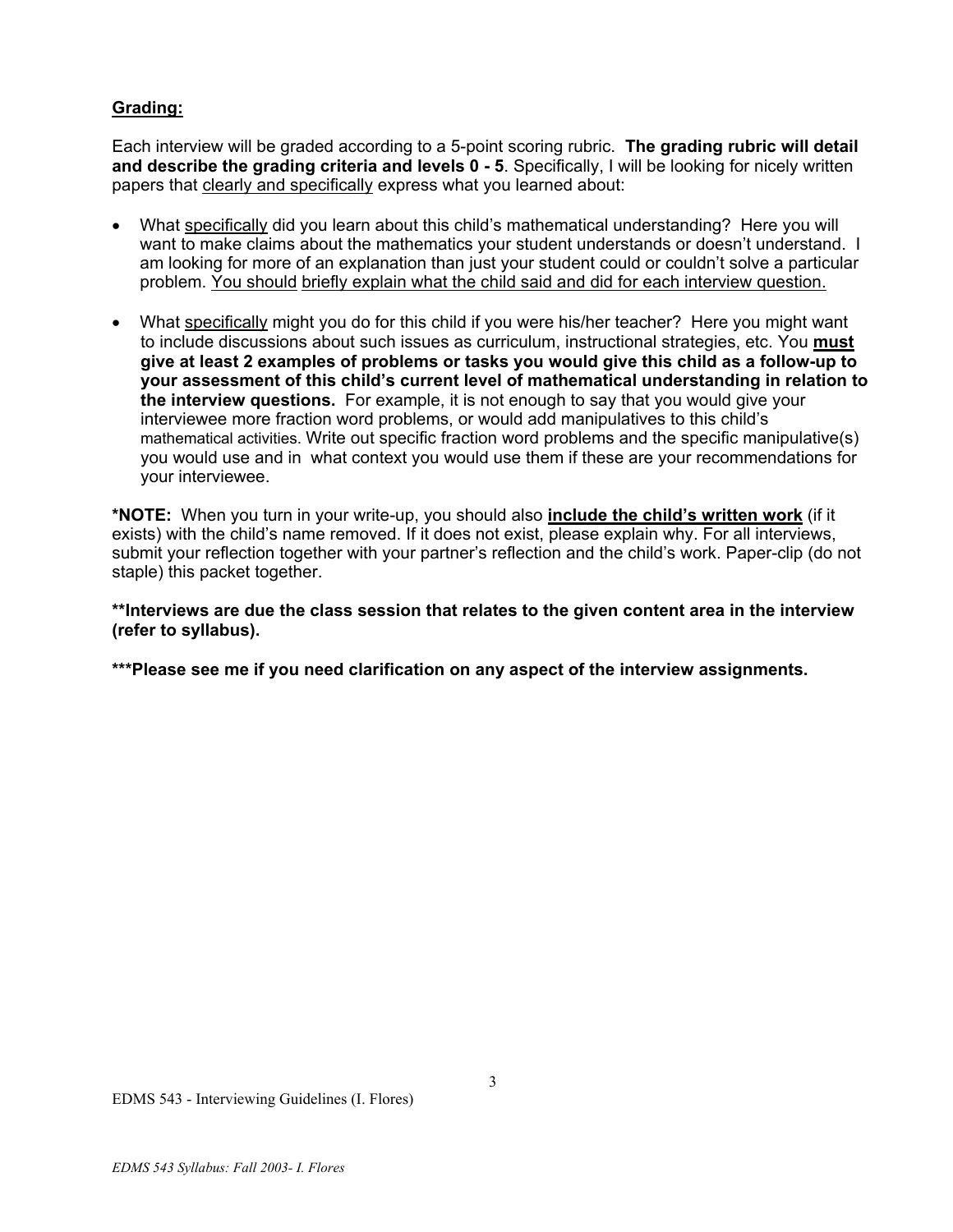**Grading:**

Each interview will be graded according to a 5-point scoring rubric. **The grading rubric will detail and describe the grading criteria and levels 0 - 5**. Specifically, I will be looking for nicely written papers that clearly and specifically express what you learned about:

- What specifically did you learn about this child's mathematical understanding? Here you will want to make claims about the mathematics your student understands or doesn't understand. I am looking for more of an explanation than just your student could or couldn't solve a particular problem. You should briefly explain what the child said and did for each interview question.
- What specifically might you do for this child if you were his/her teacher? Here you might want to include discussions about such issues as curriculum, instructional strategies, etc. You **must give at least 2 examples of problems or tasks you would give this child as a follow-up to your assessment of this child's current level of mathematical understanding in relation to the interview questions.** For example, it is not enough to say that you would give your interviewee more fraction word problems, or would add manipulatives to this child's mathematical activities. Write out specific fraction word problems and the specific manipulative(s) you would use and in what context you would use them if these are your recommendations for your interviewee.

**\*NOTE:** When you turn in your write-up, you should also **include the child's written work** (if it exists) with the child's name removed. If it does not exist, please explain why. For all interviews, submit your reflection together with your partner's reflection and the child's work. Paper-clip (do not staple) this packet together.

**\*\*Interviews are due the class session that relates to the given content area in the interview (refer to syllabus).**

**\*\*\*Please see me if you need clarification on any aspect of the interview assignments.**

EDMS 543 - Interviewing Guidelines (I. Flores)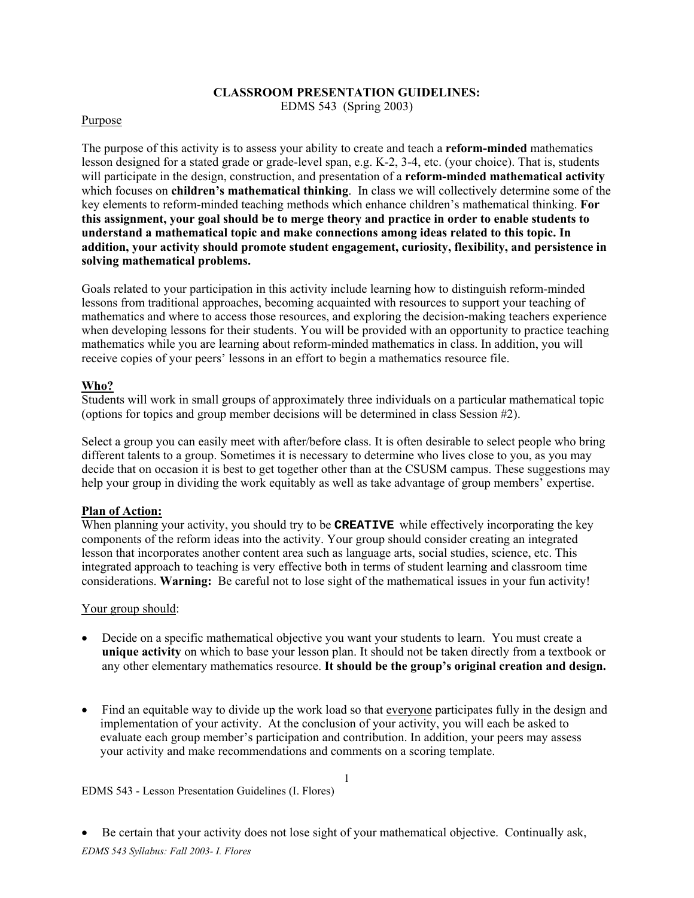**CLASSROOM PRESENTATION GUIDELINES:**
EDMS 543 (Spring 2003)

Purpose

The purpose of this activity is to assess your ability to create and teach a **reform-minded** mathematics lesson designed for a stated grade or grade-level span, e.g. K-2, 3-4, etc. (your choice). That is, students will participate in the design, construction, and presentation of a **reform-minded mathematical activity** which focuses on **children's mathematical thinking**. In class we will collectively determine some of the key elements to reform-minded teaching methods which enhance children's mathematical thinking. **For this assignment, your goal should be to merge theory and practice in order to enable students to understand a mathematical topic and make connections among ideas related to this topic. In addition, your activity should promote student engagement, curiosity, flexibility, and persistence in solving mathematical problems.**

Goals related to your participation in this activity include learning how to distinguish reform-minded lessons from traditional approaches, becoming acquainted with resources to support your teaching of mathematics and where to access those resources, and exploring the decision-making teachers experience when developing lessons for their students. You will be provided with an opportunity to practice teaching mathematics while you are learning about reform-minded mathematics in class. In addition, you will receive copies of your peers' lessons in an effort to begin a mathematics resource file.

**Who?**
Students will work in small groups of approximately three individuals on a particular mathematical topic (options for topics and group member decisions will be determined in class Session #2).

Select a group you can easily meet with after/before class. It is often desirable to select people who bring different talents to a group. Sometimes it is necessary to determine who lives close to you, as you may decide that on occasion it is best to get together other than at the CSUSM campus. These suggestions may help your group in dividing the work equitably as well as take advantage of group members' expertise.

**Plan of Action:**
When planning your activity, you should try to be **CREATIVE** while effectively incorporating the key components of the reform ideas into the activity. Your group should consider creating an integrated lesson that incorporates another content area such as language arts, social studies, science, etc. This integrated approach to teaching is very effective both in terms of student learning and classroom time considerations. **Warning:** Be careful not to lose sight of the mathematical issues in your fun activity!

Your group should:

- Decide on a specific mathematical objective you want your students to learn. You must create a **unique activity** on which to base your lesson plan. It should not be taken directly from a textbook or any other elementary mathematics resource. **It should be the group's original creation and design.**

- Find an equitable way to divide up the work load so that everyone participates fully in the design and implementation of your activity. At the conclusion of your activity, you will each be asked to evaluate each group member's participation and contribution. In addition, your peers may assess your activity and make recommendations and comments on a scoring template.

- Be certain that your activity does not lose sight of your mathematical objective. Continually ask,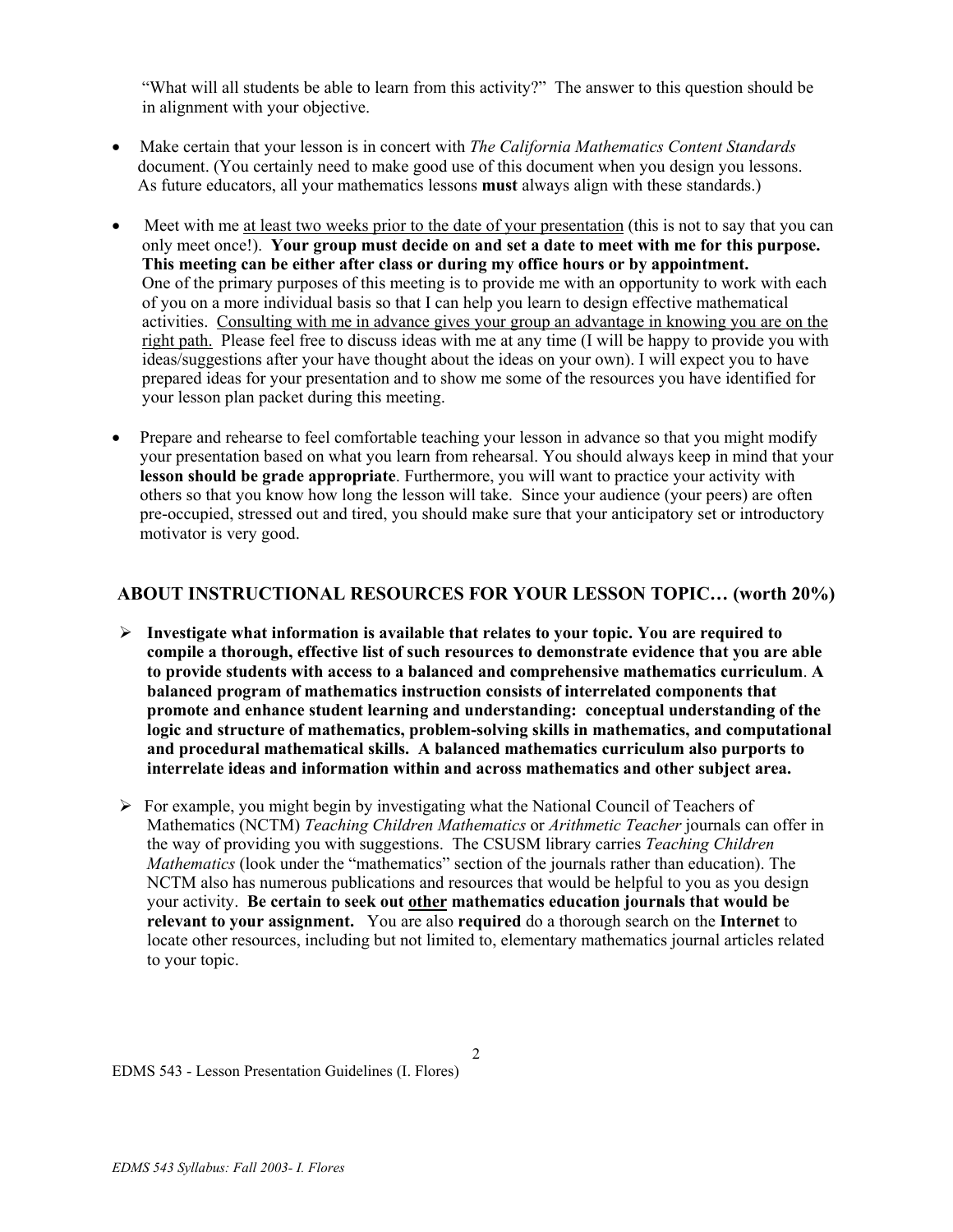"What will all students be able to learn from this activity?" The answer to this question should be in alignment with your objective.

- Make certain that your lesson is in concert with *The California Mathematics Content Standards* document. (You certainly need to make good use of this document when you design you lessons. As future educators, all your mathematics lessons **must** always align with these standards.)

- Meet with me at least two weeks prior to the date of your presentation (this is not to say that you can only meet once!). **Your group must decide on and set a date to meet with me for this purpose. This meeting can be either after class or during my office hours or by appointment.** One of the primary purposes of this meeting is to provide me with an opportunity to work with each of you on a more individual basis so that I can help you learn to design effective mathematical activities. Consulting with me in advance gives your group an advantage in knowing you are on the right path. Please feel free to discuss ideas with me at any time (I will be happy to provide you with ideas/suggestions after your have thought about the ideas on your own). I will expect you to have prepared ideas for your presentation and to show me some of the resources you have identified for your lesson plan packet during this meeting.

- Prepare and rehearse to feel comfortable teaching your lesson in advance so that you might modify your presentation based on what you learn from rehearsal. You should always keep in mind that your **lesson should be grade appropriate**. Furthermore, you will want to practice your activity with others so that you know how long the lesson will take. Since your audience (your peers) are often pre-occupied, stressed out and tired, you should make sure that your anticipatory set or introductory motivator is very good.

## ABOUT INSTRUCTIONAL RESOURCES FOR YOUR LESSON TOPIC… (worth 20%)

- **Investigate what information is available that relates to your topic. You are required to compile a thorough, effective list of such resources to demonstrate evidence that you are able to provide students with access to a balanced and comprehensive mathematics curriculum**. **A balanced program of mathematics instruction consists of interrelated components that promote and enhance student learning and understanding: conceptual understanding of the logic and structure of mathematics, problem-solving skills in mathematics, and computational and procedural mathematical skills. A balanced mathematics curriculum also purports to interrelate ideas and information within and across mathematics and other subject area.**

- For example, you might begin by investigating what the National Council of Teachers of Mathematics (NCTM) *Teaching Children Mathematics* or *Arithmetic Teacher* journals can offer in the way of providing you with suggestions. The CSUSM library carries *Teaching Children Mathematics* (look under the "mathematics" section of the journals rather than education). The NCTM also has numerous publications and resources that would be helpful to you as you design your activity. **Be certain to seek out other mathematics education journals that would be relevant to your assignment.** You are also **required** do a thorough search on the **Internet** to locate other resources, including but not limited to, elementary mathematics journal articles related to your topic.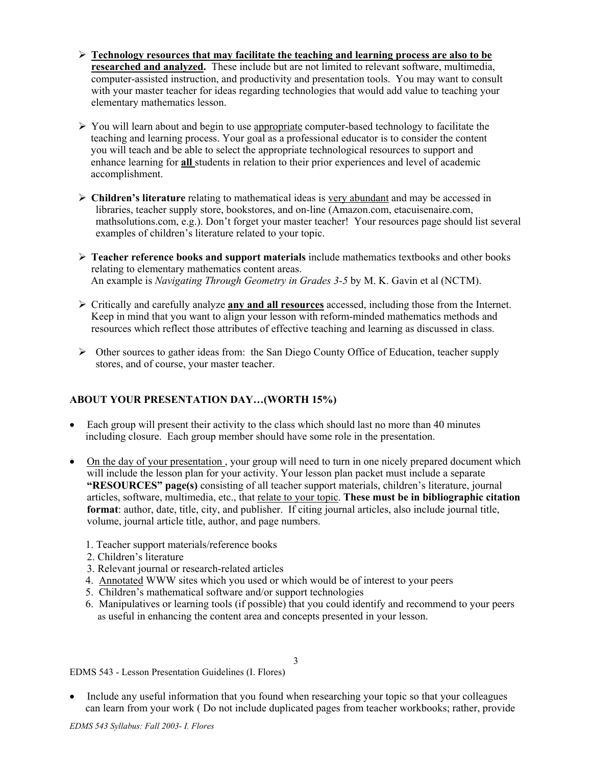- **Technology resources that may facilitate the teaching and learning process are also to be researched and analyzed.** These include but are not limited to relevant software, multimedia, computer-assisted instruction, and productivity and presentation tools. You may want to consult with your master teacher for ideas regarding technologies that would add value to teaching your elementary mathematics lesson.

- You will learn about and begin to use appropriate computer-based technology to facilitate the teaching and learning process. Your goal as a professional educator is to consider the content you will teach and be able to select the appropriate technological resources to support and enhance learning for **all** students in relation to their prior experiences and level of academic accomplishment.

- **Children's literature** relating to mathematical ideas is very abundant and may be accessed in libraries, teacher supply store, bookstores, and on-line (Amazon.com, etacuisenaire.com, mathsolutions.com, e.g.). Don't forget your master teacher! Your resources page should list several examples of children's literature related to your topic.

- **Teacher reference books and support materials** include mathematics textbooks and other books relating to elementary mathematics content areas.
  An example is *Navigating Through Geometry in Grades 3-5* by M. K. Gavin et al (NCTM).

- Critically and carefully analyze **any and all resources** accessed, including those from the Internet. Keep in mind that you want to align your lesson with reform-minded mathematics methods and resources which reflect those attributes of effective teaching and learning as discussed in class.

- Other sources to gather ideas from: the San Diego County Office of Education, teacher supply stores, and of course, your master teacher.

## ABOUT YOUR PRESENTATION DAY…(WORTH 15%)

- Each group will present their activity to the class which should last no more than 40 minutes including closure. Each group member should have some role in the presentation.

- On the day of your presentation, your group will need to turn in one nicely prepared document which will include the lesson plan for your activity. Your lesson plan packet must include a separate **"RESOURCES" page(s)** consisting of all teacher support materials, children's literature, journal articles, software, multimedia, etc., that relate to your topic. **These must be in bibliographic citation format**: author, date, title, city, and publisher. If citing journal articles, also include journal title, volume, journal article title, author, and page numbers.

  1. Teacher support materials/reference books
  2. Children's literature
  3. Relevant journal or research-related articles
  4. Annotated WWW sites which you used or which would be of interest to your peers
  5. Children's mathematical software and/or support technologies
  6. Manipulatives or learning tools (if possible) that you could identify and recommend to your peers as useful in enhancing the content area and concepts presented in your lesson.

- Include any useful information that you found when researching your topic so that your colleagues can learn from your work ( Do not include duplicated pages from teacher workbooks; rather, provide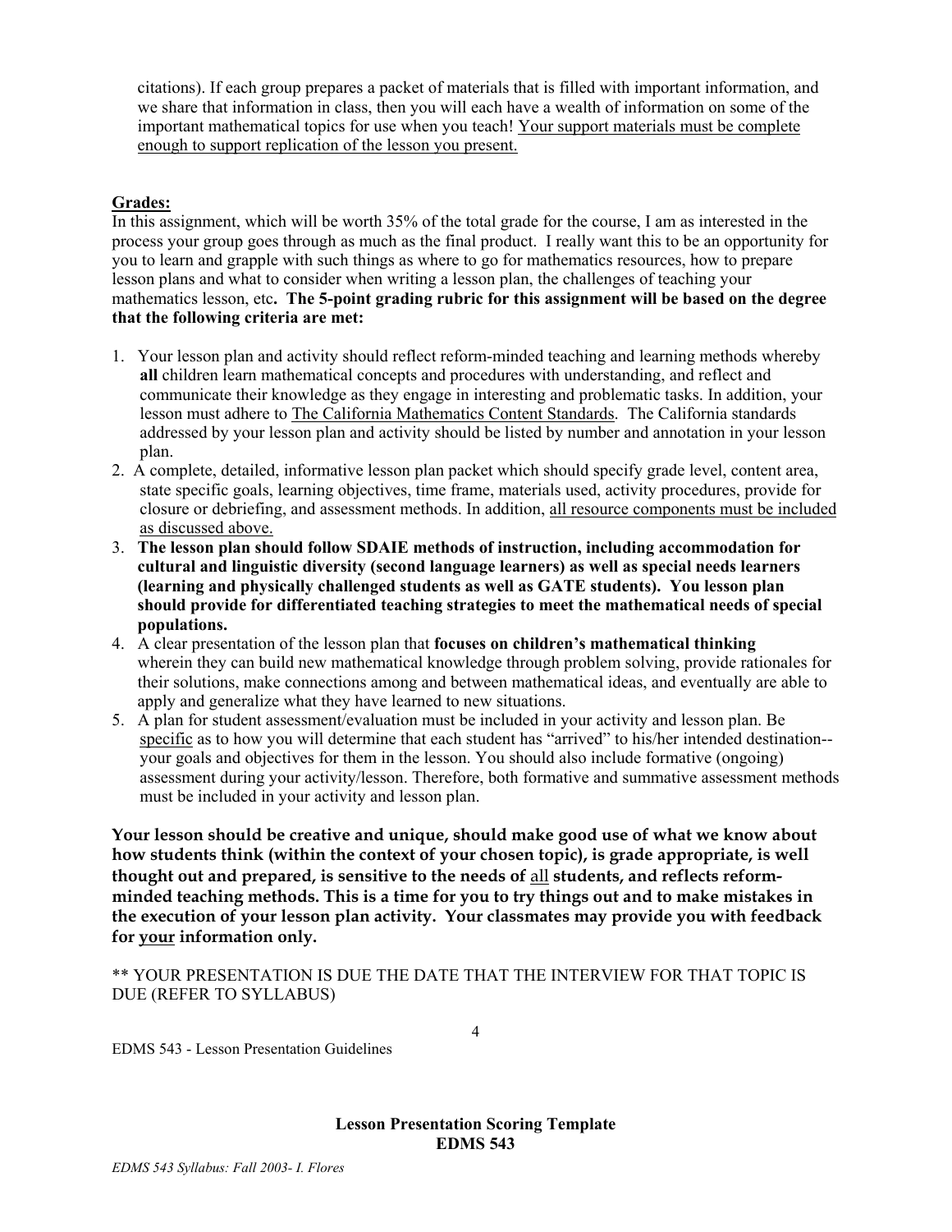citations). If each group prepares a packet of materials that is filled with important information, and we share that information in class, then you will each have a wealth of information on some of the important mathematical topics for use when you teach! <u>Your support materials must be complete enough to support replication of the lesson you present.</u>

**<u>Grades:</u>**

In this assignment, which will be worth 35% of the total grade for the course, I am as interested in the process your group goes through as much as the final product. I really want this to be an opportunity for you to learn and grapple with such things as where to go for mathematics resources, how to prepare lesson plans and what to consider when writing a lesson plan, the challenges of teaching your mathematics lesson, etc**. The 5-point grading rubric for this assignment will be based on the degree that the following criteria are met:**

1. Your lesson plan and activity should reflect reform-minded teaching and learning methods whereby **all** children learn mathematical concepts and procedures with understanding, and reflect and communicate their knowledge as they engage in interesting and problematic tasks. In addition, your lesson must adhere to <u>The California Mathematics Content Standards</u>. The California standards addressed by your lesson plan and activity should be listed by number and annotation in your lesson plan.
2. A complete, detailed, informative lesson plan packet which should specify grade level, content area, state specific goals, learning objectives, time frame, materials used, activity procedures, provide for closure or debriefing, and assessment methods. In addition, <u>all resource components must be included as discussed above.</u>
3. **The lesson plan should follow SDAIE methods of instruction, including accommodation for cultural and linguistic diversity (second language learners) as well as special needs learners (learning and physically challenged students as well as GATE students). You lesson plan should provide for differentiated teaching strategies to meet the mathematical needs of special populations.**
4. A clear presentation of the lesson plan that **focuses on children's mathematical thinking** wherein they can build new mathematical knowledge through problem solving, provide rationales for their solutions, make connections among and between mathematical ideas, and eventually are able to apply and generalize what they have learned to new situations.
5. A plan for student assessment/evaluation must be included in your activity and lesson plan. Be <u>specific</u> as to how you will determine that each student has "arrived" to his/her intended destination--your goals and objectives for them in the lesson. You should also include formative (ongoing) assessment during your activity/lesson. Therefore, both formative and summative assessment methods must be included in your activity and lesson plan.

**Your lesson should be creative and unique, should make good use of what we know about how students think (within the context of your chosen topic), is grade appropriate, is well thought out and prepared, is sensitive to the needs of <u>all</u> students, and reflects reform-minded teaching methods. This is a time for you to try things out and to make mistakes in the execution of your lesson plan activity. Your classmates may provide you with feedback for <u>your</u> information only.**

** YOUR PRESENTATION IS DUE THE DATE THAT THE INTERVIEW FOR THAT TOPIC IS DUE (REFER TO SYLLABUS)

EDMS 543 - Lesson Presentation Guidelines

**Lesson Presentation Scoring Template**
**EDMS 543**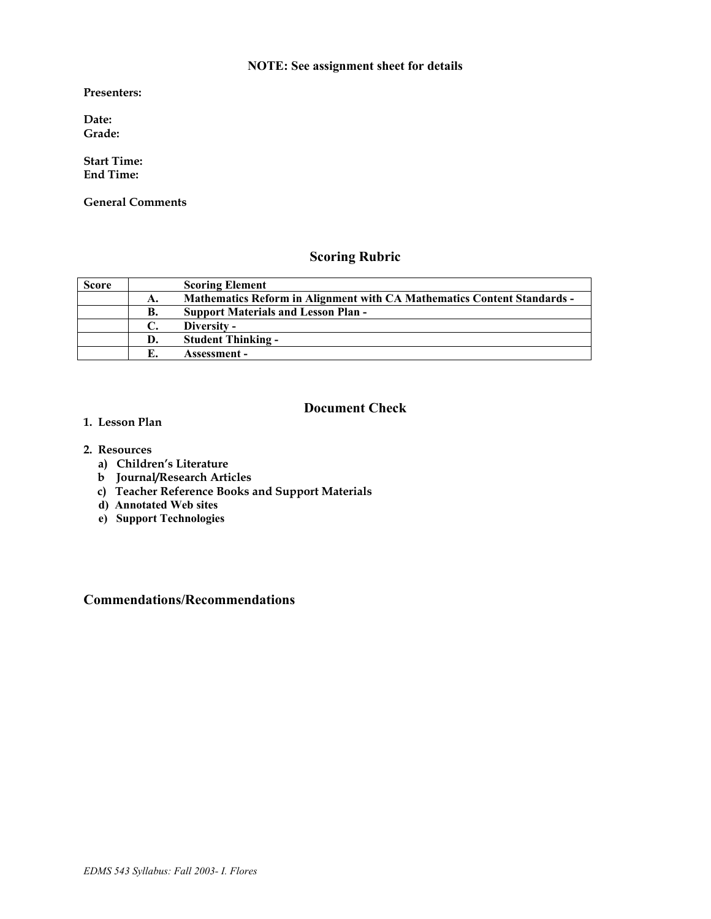**NOTE: See assignment sheet for details**

**Presenters:**

**Date:**
**Grade:**

**Start Time:**
**End Time:**

**General Comments**

## Scoring Rubric

| Score | | Scoring Element |
|---|---|---|
| | A. | Mathematics Reform in Alignment with CA Mathematics Content Standards - |
| | B. | Support Materials and Lesson Plan - |
| | C. | Diversity - |
| | D. | Student Thinking - |
| | E. | Assessment - |

## Document Check

1. **Lesson Plan**

2. **Resources**
   a) **Children's Literature**
   b **Journal/Research Articles**
   c) **Teacher Reference Books and Support Materials**
   d) **Annotated Web sites**
   e) **Support Technologies**

## Commendations/Recommendations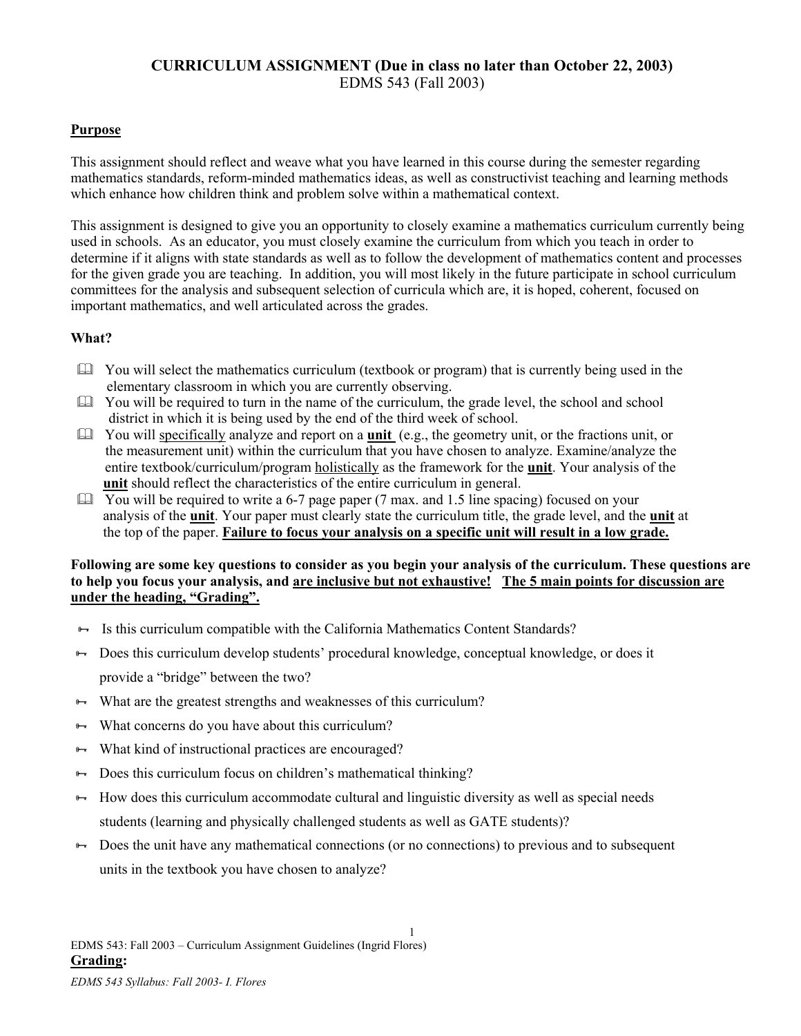## CURRICULUM ASSIGNMENT (Due in class no later than October 22, 2003)

EDMS 543 (Fall 2003)

### Purpose

This assignment should reflect and weave what you have learned in this course during the semester regarding mathematics standards, reform-minded mathematics ideas, as well as constructivist teaching and learning methods which enhance how children think and problem solve within a mathematical context.

This assignment is designed to give you an opportunity to closely examine a mathematics curriculum currently being used in schools. As an educator, you must closely examine the curriculum from which you teach in order to determine if it aligns with state standards as well as to follow the development of mathematics content and processes for the given grade you are teaching. In addition, you will most likely in the future participate in school curriculum committees for the analysis and subsequent selection of curricula which are, it is hoped, coherent, focused on important mathematics, and well articulated across the grades.

### What?

- You will select the mathematics curriculum (textbook or program) that is currently being used in the elementary classroom in which you are currently observing.
- You will be required to turn in the name of the curriculum, the grade level, the school and school district in which it is being used by the end of the third week of school.
- You will specifically analyze and report on a **unit** (e.g., the geometry unit, or the fractions unit, or the measurement unit) within the curriculum that you have chosen to analyze. Examine/analyze the entire textbook/curriculum/program holistically as the framework for the **unit**. Your analysis of the **unit** should reflect the characteristics of the entire curriculum in general.
- You will be required to write a 6-7 page paper (7 max. and 1.5 line spacing) focused on your analysis of the **unit**. Your paper must clearly state the curriculum title, the grade level, and the **unit** at the top of the paper. **Failure to focus your analysis on a specific unit will result in a low grade.**

**Following are some key questions to consider as you begin your analysis of the curriculum. These questions are to help you focus your analysis, and are inclusive but not exhaustive! The 5 main points for discussion are under the heading, "Grading".**

- Is this curriculum compatible with the California Mathematics Content Standards?
- Does this curriculum develop students' procedural knowledge, conceptual knowledge, or does it provide a "bridge" between the two?
- What are the greatest strengths and weaknesses of this curriculum?
- What concerns do you have about this curriculum?
- What kind of instructional practices are encouraged?
- Does this curriculum focus on children's mathematical thinking?
- How does this curriculum accommodate cultural and linguistic diversity as well as special needs students (learning and physically challenged students as well as GATE students)?
- Does the unit have any mathematical connections (or no connections) to previous and to subsequent units in the textbook you have chosen to analyze?

### Grading: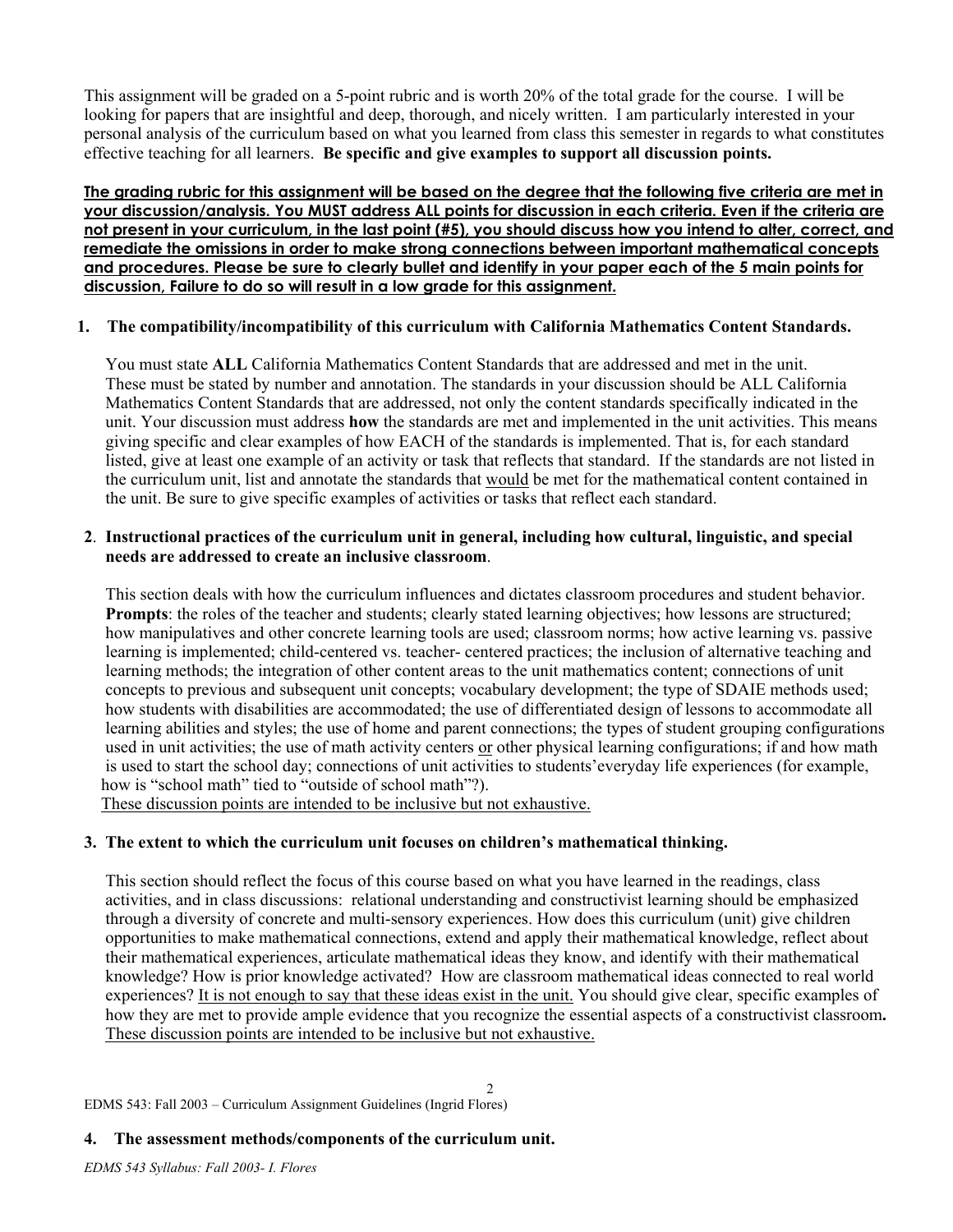This assignment will be graded on a 5-point rubric and is worth 20% of the total grade for the course. I will be looking for papers that are insightful and deep, thorough, and nicely written. I am particularly interested in your personal analysis of the curriculum based on what you learned from class this semester in regards to what constitutes effective teaching for all learners. **Be specific and give examples to support all discussion points.**

**The grading rubric for this assignment will be based on the degree that the following five criteria are met in your discussion/analysis. You MUST address ALL points for discussion in each criteria. Even if the criteria are not present in your curriculum, in the last point (#5), you should discuss how you intend to alter, correct, and remediate the omissions in order to make strong connections between important mathematical concepts and procedures. Please be sure to clearly bullet and identify in your paper each of the 5 main points for discussion, Failure to do so will result in a low grade for this assignment.**

## 1. The compatibility/incompatibility of this curriculum with California Mathematics Content Standards.

You must state **ALL** California Mathematics Content Standards that are addressed and met in the unit. These must be stated by number and annotation. The standards in your discussion should be ALL California Mathematics Content Standards that are addressed, not only the content standards specifically indicated in the unit. Your discussion must address **how** the standards are met and implemented in the unit activities. This means giving specific and clear examples of how EACH of the standards is implemented. That is, for each standard listed, give at least one example of an activity or task that reflects that standard. If the standards are not listed in the curriculum unit, list and annotate the standards that would be met for the mathematical content contained in the unit. Be sure to give specific examples of activities or tasks that reflect each standard.

## 2. Instructional practices of the curriculum unit in general, including how cultural, linguistic, and special needs are addressed to create an inclusive classroom.

This section deals with how the curriculum influences and dictates classroom procedures and student behavior. **Prompts**: the roles of the teacher and students; clearly stated learning objectives; how lessons are structured; how manipulatives and other concrete learning tools are used; classroom norms; how active learning vs. passive learning is implemented; child-centered vs. teacher- centered practices; the inclusion of alternative teaching and learning methods; the integration of other content areas to the unit mathematics content; connections of unit concepts to previous and subsequent unit concepts; vocabulary development; the type of SDAIE methods used; how students with disabilities are accommodated; the use of differentiated design of lessons to accommodate all learning abilities and styles; the use of home and parent connections; the types of student grouping configurations used in unit activities; the use of math activity centers or other physical learning configurations; if and how math is used to start the school day; connections of unit activities to students' everyday life experiences (for example, how is "school math" tied to "outside of school math"?).

These discussion points are intended to be inclusive but not exhaustive.

## 3. The extent to which the curriculum unit focuses on children's mathematical thinking.

This section should reflect the focus of this course based on what you have learned in the readings, class activities, and in class discussions: relational understanding and constructivist learning should be emphasized through a diversity of concrete and multi-sensory experiences. How does this curriculum (unit) give children opportunities to make mathematical connections, extend and apply their mathematical knowledge, reflect about their mathematical experiences, articulate mathematical ideas they know, and identify with their mathematical knowledge? How is prior knowledge activated? How are classroom mathematical ideas connected to real world experiences? It is not enough to say that these ideas exist in the unit. You should give clear, specific examples of how they are met to provide ample evidence that you recognize the essential aspects of a constructivist classroom**.** These discussion points are intended to be inclusive but not exhaustive.

EDMS 543: Fall 2003 – Curriculum Assignment Guidelines (Ingrid Flores)

## 4. The assessment methods/components of the curriculum unit.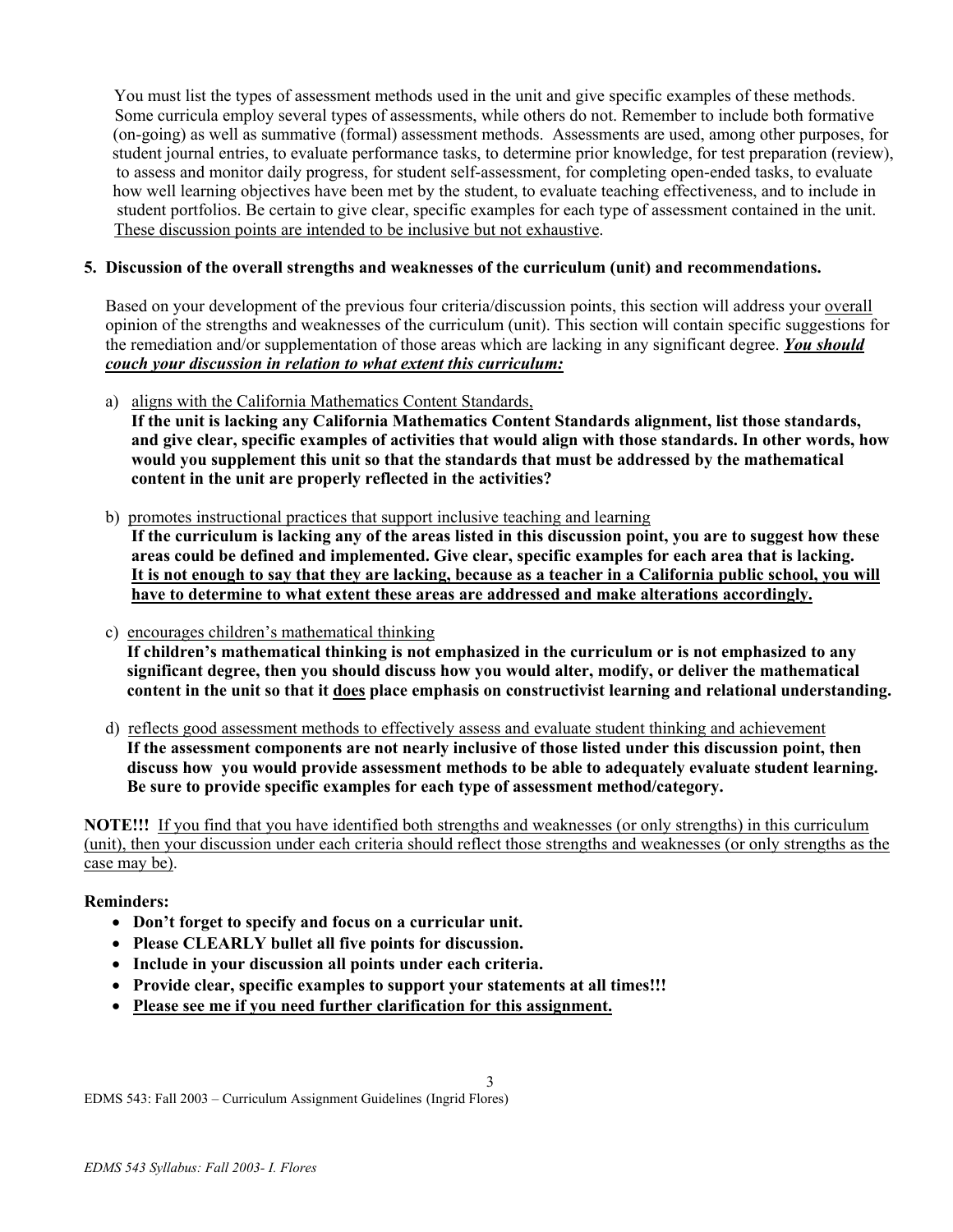You must list the types of assessment methods used in the unit and give specific examples of these methods. Some curricula employ several types of assessments, while others do not. Remember to include both formative (on-going) as well as summative (formal) assessment methods. Assessments are used, among other purposes, for student journal entries, to evaluate performance tasks, to determine prior knowledge, for test preparation (review), to assess and monitor daily progress, for student self-assessment, for completing open-ended tasks, to evaluate how well learning objectives have been met by the student, to evaluate teaching effectiveness, and to include in student portfolios. Be certain to give clear, specific examples for each type of assessment contained in the unit. <u>These discussion points are intended to be inclusive but not exhaustive</u>.

**5. Discussion of the overall strengths and weaknesses of the curriculum (unit) and recommendations.**

Based on your development of the previous four criteria/discussion points, this section will address your <u>overall</u> opinion of the strengths and weaknesses of the curriculum (unit). This section will contain specific suggestions for the remediation and/or supplementation of those areas which are lacking in any significant degree. ***<u>You should couch your discussion in relation to what extent this curriculum:</u>***

a) <u>aligns with the California Mathematics Content Standards,</u>
   **If the unit is lacking any California Mathematics Content Standards alignment, list those standards, and give clear, specific examples of activities that would align with those standards. In other words, how would you supplement this unit so that the standards that must be addressed by the mathematical content in the unit are properly reflected in the activities?**

b) <u>promotes instructional practices that support inclusive teaching and learning</u>
   **If the curriculum is lacking any of the areas listed in this discussion point, you are to suggest how these areas could be defined and implemented. Give clear, specific examples for each area that is lacking. <u>It is not enough to say that they are lacking, because as a teacher in a California public school, you will have to determine to what extent these areas are addressed and make alterations accordingly.</u>**

c) <u>encourages children's mathematical thinking</u>
   **If children's mathematical thinking is not emphasized in the curriculum or is not emphasized to any significant degree, then you should discuss how you would alter, modify, or deliver the mathematical content in the unit so that it <u>does</u> place emphasis on constructivist learning and relational understanding.**

d) <u>reflects good assessment methods to effectively assess and evaluate student thinking and achievement</u>
   **If the assessment components are not nearly inclusive of those listed under this discussion point, then discuss how you would provide assessment methods to be able to adequately evaluate student learning. Be sure to provide specific examples for each type of assessment method/category.**

**NOTE!!!** <u>If you find that you have identified both strengths and weaknesses (or only strengths) in this curriculum (unit), then your discussion under each criteria should reflect those strengths and weaknesses (or only strengths as the case may be).</u>

**Reminders:**

- **Don't forget to specify and focus on a curricular unit.**
- **Please CLEARLY bullet all five points for discussion.**
- **Include in your discussion all points under each criteria.**
- **Provide clear, specific examples to support your statements at all times!!!**
- **<u>Please see me if you need further clarification for this assignment.</u>**

EDMS 543: Fall 2003 – Curriculum Assignment Guidelines (Ingrid Flores)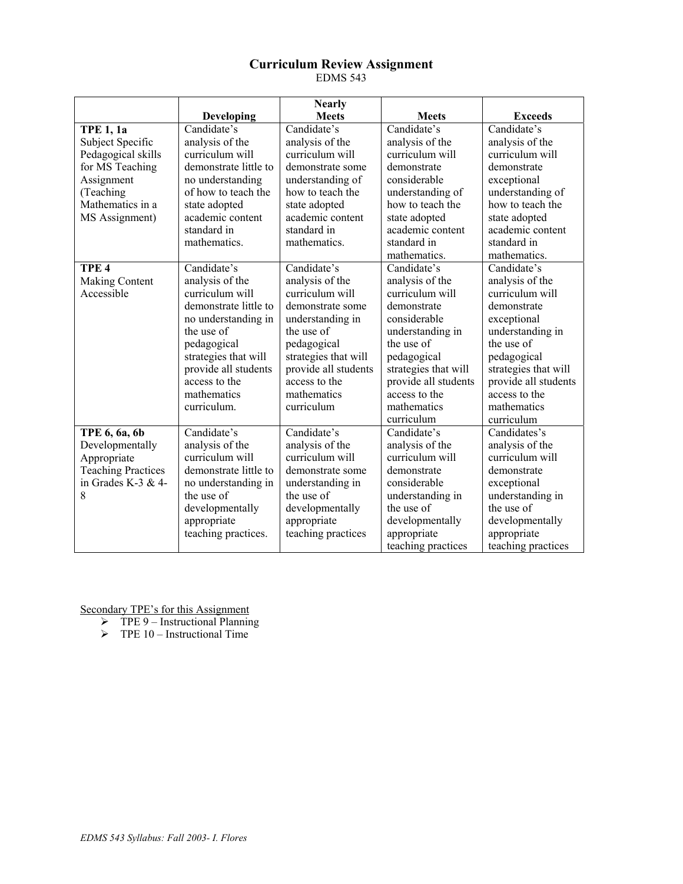# Curriculum Review Assignment

EDMS 543

| | Developing | Nearly Meets | Meets | Exceeds |
|---|---|---|---|---|
| **TPE 1, 1a** Subject Specific Pedagogical skills for MS Teaching Assignment (Teaching Mathematics in a MS Assignment) | Candidate's analysis of the curriculum will demonstrate little to no understanding of how to teach the state adopted academic content standard in mathematics. | Candidate's analysis of the curriculum will demonstrate some understanding of how to teach the state adopted academic content standard in mathematics. | Candidate's analysis of the curriculum will demonstrate considerable understanding of how to teach the state adopted academic content standard in mathematics. | Candidate's analysis of the curriculum will demonstrate exceptional understanding of how to teach the state adopted academic content standard in mathematics. |
| **TPE 4** Making Content Accessible | Candidate's analysis of the curriculum will demonstrate little to no understanding in the use of pedagogical strategies that will provide all students access to the mathematics curriculum. | Candidate's analysis of the curriculum will demonstrate some understanding in the use of pedagogical strategies that will provide all students access to the mathematics curriculum | Candidate's analysis of the curriculum will demonstrate considerable understanding in the use of pedagogical strategies that will provide all students access to the mathematics curriculum | Candidate's analysis of the curriculum will demonstrate exceptional understanding in the use of pedagogical strategies that will provide all students access to the mathematics curriculum |
| **TPE 6, 6a, 6b** Developmentally Appropriate Teaching Practices in Grades K-3 & 4-8 | Candidate's analysis of the curriculum will demonstrate little to no understanding in the use of developmentally appropriate teaching practices. | Candidate's analysis of the curriculum will demonstrate some understanding in the use of developmentally appropriate teaching practices | Candidate's analysis of the curriculum will demonstrate considerable understanding in the use of developmentally appropriate teaching practices | Candidates's analysis of the curriculum will demonstrate exceptional understanding in the use of developmentally appropriate teaching practices |

<u>Secondary TPE's for this Assignment</u>

- TPE 9 – Instructional Planning
- TPE 10 – Instructional Time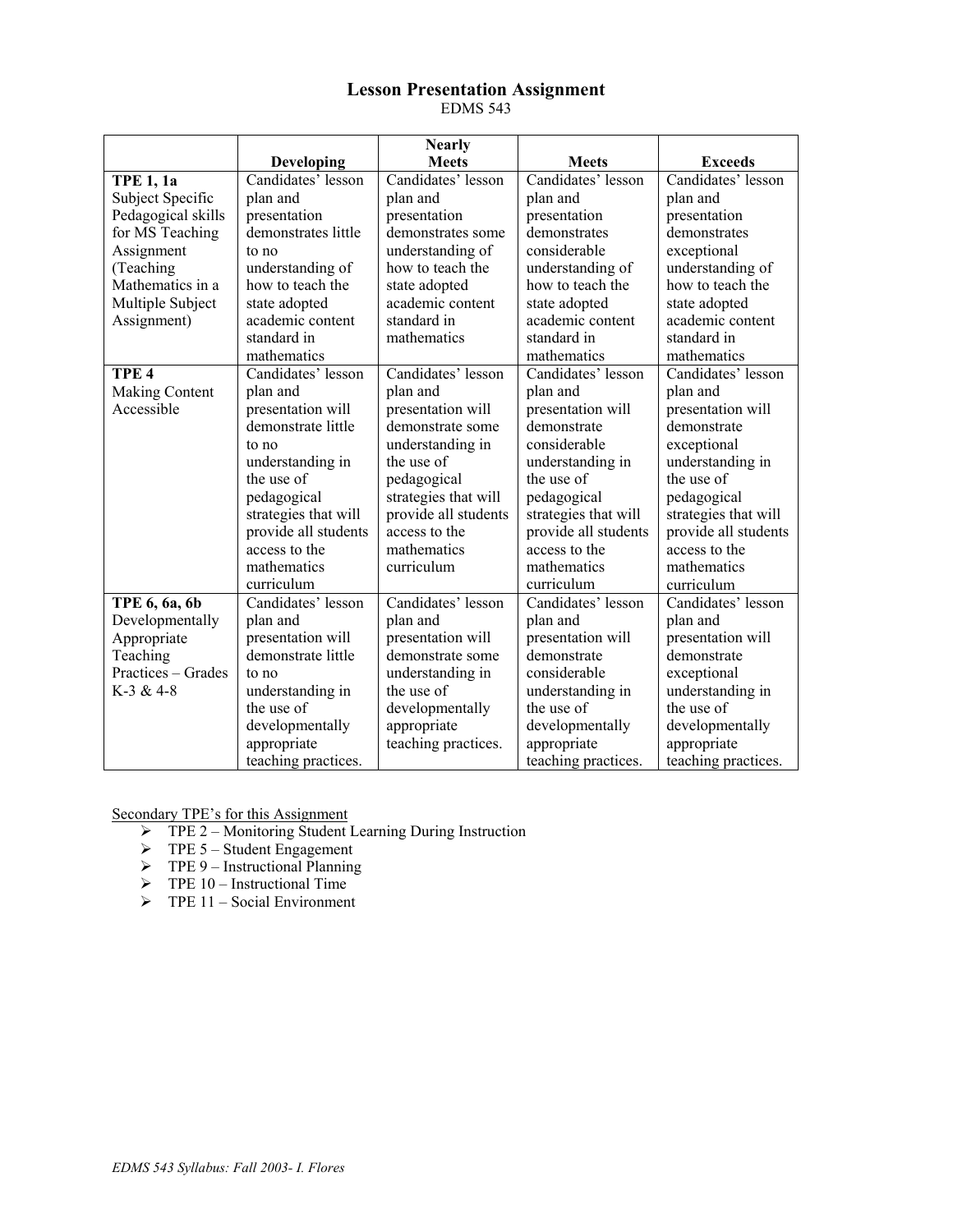# Lesson Presentation Assignment

EDMS 543

| | Developing | Nearly Meets | Meets | Exceeds |
|---|---|---|---|---|
| **TPE 1, 1a** Subject Specific Pedagogical skills for MS Teaching Assignment (Teaching Mathematics in a Multiple Subject Assignment) | Candidates' lesson plan and presentation demonstrates little to no understanding of how to teach the state adopted academic content standard in mathematics | Candidates' lesson plan and presentation demonstrates some understanding of how to teach the state adopted academic content standard in mathematics | Candidates' lesson plan and presentation demonstrates considerable understanding of how to teach the state adopted academic content standard in mathematics | Candidates' lesson plan and presentation demonstrates exceptional understanding of how to teach the state adopted academic content standard in mathematics |
| **TPE 4** Making Content Accessible | Candidates' lesson plan and presentation will demonstrate little to no understanding in the use of pedagogical strategies that will provide all students access to the mathematics curriculum | Candidates' lesson plan and presentation will demonstrate some understanding in the use of pedagogical strategies that will provide all students access to the mathematics curriculum | Candidates' lesson plan and presentation will demonstrate considerable understanding in the use of pedagogical strategies that will provide all students access to the mathematics curriculum | Candidates' lesson plan and presentation will demonstrate exceptional understanding in the use of pedagogical strategies that will provide all students access to the mathematics curriculum |
| **TPE 6, 6a, 6b** Developmentally Appropriate Teaching Practices – Grades K-3 & 4-8 | Candidates' lesson plan and presentation will demonstrate little to no understanding in the use of developmentally appropriate teaching practices. | Candidates' lesson plan and presentation will demonstrate some understanding in the use of developmentally appropriate teaching practices. | Candidates' lesson plan and presentation will demonstrate considerable understanding in the use of developmentally appropriate teaching practices. | Candidates' lesson plan and presentation will demonstrate exceptional understanding in the use of developmentally appropriate teaching practices. |

Secondary TPE's for this Assignment

- TPE 2 – Monitoring Student Learning During Instruction
- TPE 5 – Student Engagement
- TPE 9 – Instructional Planning
- TPE 10 – Instructional Time
- TPE 11 – Social Environment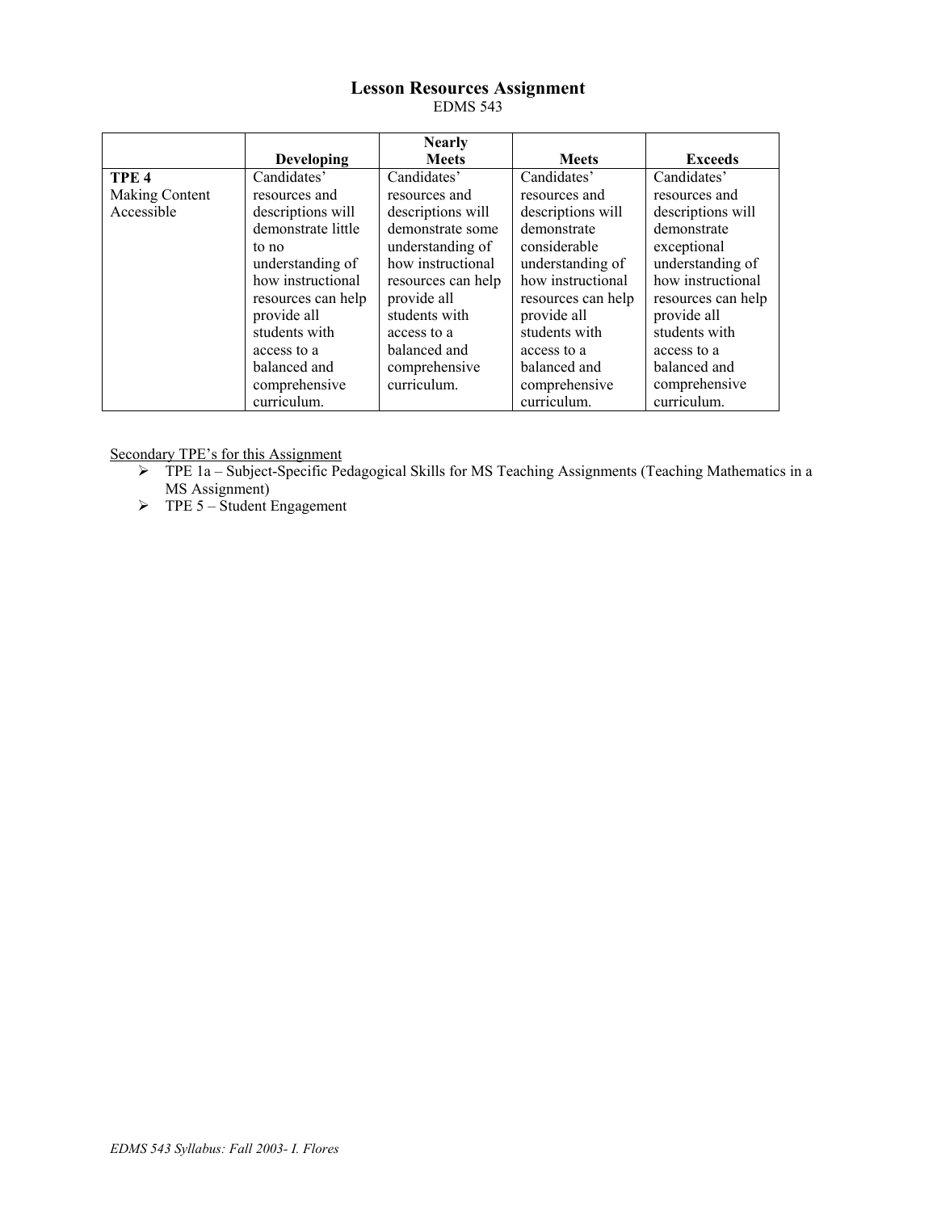## Lesson Resources Assignment

EDMS 543

| | Developing | Nearly Meets | Meets | Exceeds |
|---|---|---|---|---|
| **TPE 4** Making Content Accessible | Candidates' resources and descriptions will demonstrate little to no understanding of how instructional resources can help provide all students with access to a balanced and comprehensive curriculum. | Candidates' resources and descriptions will demonstrate some understanding of how instructional resources can help provide all students with access to a balanced and comprehensive curriculum. | Candidates' resources and descriptions will demonstrate considerable understanding of how instructional resources can help provide all students with access to a balanced and comprehensive curriculum. | Candidates' resources and descriptions will demonstrate exceptional understanding of how instructional resources can help provide all students with access to a balanced and comprehensive curriculum. |

Secondary TPE's for this Assignment

- TPE 1a – Subject-Specific Pedagogical Skills for MS Teaching Assignments (Teaching Mathematics in a MS Assignment)
- TPE 5 – Student Engagement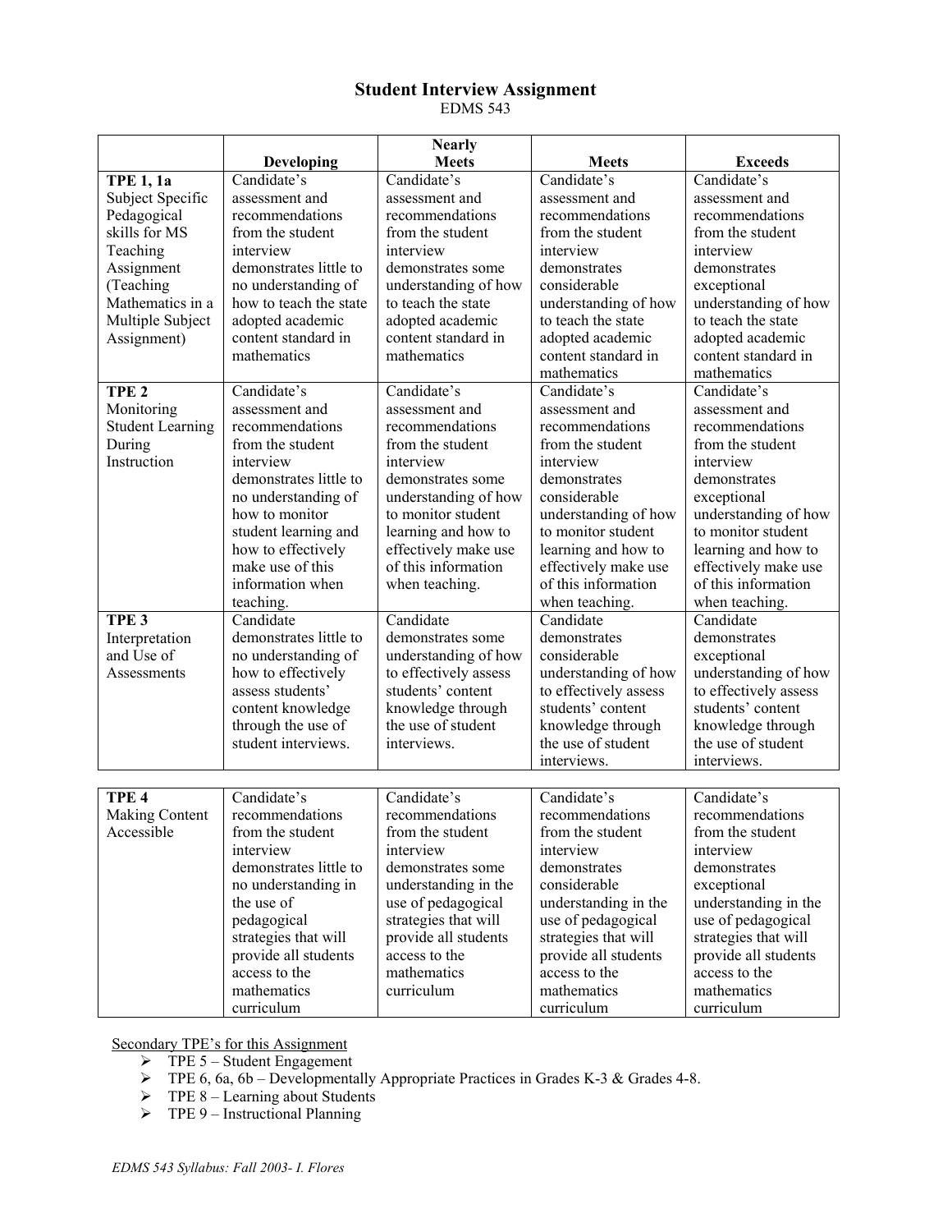## Student Interview Assignment

EDMS 543

| | Developing | Nearly Meets | Meets | Exceeds |
|---|---|---|---|---|
| **TPE 1, 1a** Subject Specific Pedagogical skills for MS Teaching Assignment (Teaching Mathematics in a Multiple Subject Assignment) | Candidate's assessment and recommendations from the student interview demonstrates little to no understanding of how to teach the state adopted academic content standard in mathematics | Candidate's assessment and recommendations from the student interview demonstrates some understanding of how to teach the state adopted academic content standard in mathematics | Candidate's assessment and recommendations from the student interview demonstrates considerable understanding of how to teach the state adopted academic content standard in mathematics | Candidate's assessment and recommendations from the student interview demonstrates exceptional understanding of how to teach the state adopted academic content standard in mathematics |
| **TPE 2** Monitoring Student Learning During Instruction | Candidate's assessment and recommendations from the student interview demonstrates little to no understanding of how to monitor student learning and how to effectively make use of this information when teaching. | Candidate's assessment and recommendations from the student interview demonstrates some understanding of how to monitor student learning and how to effectively make use of this information when teaching. | Candidate's assessment and recommendations from the student interview demonstrates considerable understanding of how to monitor student learning and how to effectively make use of this information when teaching. | Candidate's assessment and recommendations from the student interview demonstrates exceptional understanding of how to monitor student learning and how to effectively make use of this information when teaching. |
| **TPE 3** Interpretation and Use of Assessments | Candidate demonstrates little to no understanding of how to effectively assess students' content knowledge through the use of student interviews. | Candidate demonstrates some understanding of how to effectively assess students' content knowledge through the use of student interviews. | Candidate demonstrates considerable understanding of how to effectively assess students' content knowledge through the use of student interviews. | Candidate demonstrates exceptional understanding of how to effectively assess students' content knowledge through the use of student interviews. |
| **TPE 4** Making Content Accessible | Candidate's recommendations from the student interview demonstrates little to no understanding in the use of pedagogical strategies that will provide all students access to the mathematics curriculum | Candidate's recommendations from the student interview demonstrates some understanding in the use of pedagogical strategies that will provide all students access to the mathematics curriculum | Candidate's recommendations from the student interview demonstrates considerable understanding in the use of pedagogical strategies that will provide all students access to the mathematics curriculum | Candidate's recommendations from the student interview demonstrates exceptional understanding in the use of pedagogical strategies that will provide all students access to the mathematics curriculum |

Secondary TPE's for this Assignment

- TPE 5 – Student Engagement
- TPE 6, 6a, 6b – Developmentally Appropriate Practices in Grades K-3 & Grades 4-8.
- TPE 8 – Learning about Students
- TPE 9 – Instructional Planning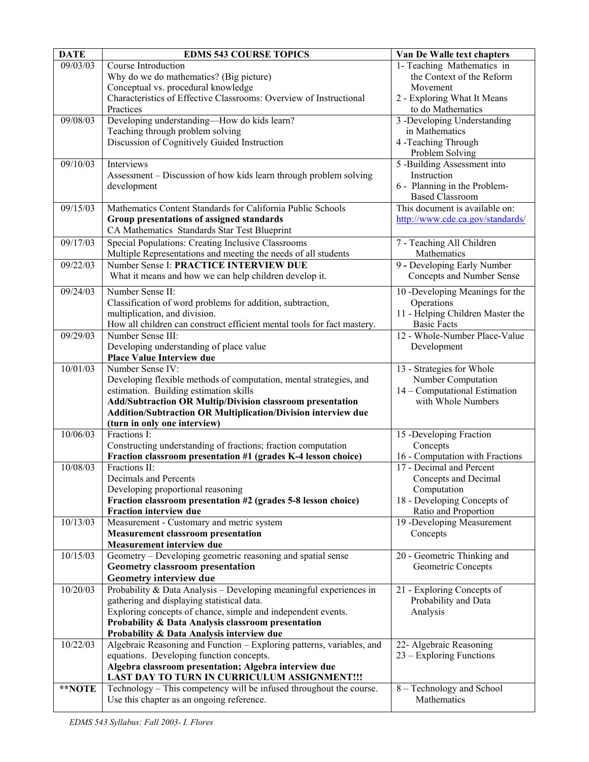| DATE | EDMS 543 COURSE TOPICS | Van De Walle text chapters |
|---|---|---|
| 09/03/03 | Course Introduction<br>Why do we do mathematics? (Big picture)<br>Conceptual vs. procedural knowledge<br>Characteristics of Effective Classrooms: Overview of Instructional Practices | 1- Teaching Mathematics in the Context of the Reform Movement<br>2 - Exploring What It Means to do Mathematics |
| 09/08/03 | Developing understanding—How do kids learn?<br>Teaching through problem solving<br>Discussion of Cognitively Guided Instruction | 3 -Developing Understanding in Mathematics<br>4 -Teaching Through Problem Solving |
| 09/10/03 | Interviews<br>Assessment – Discussion of how kids learn through problem solving development | 5 -Building Assessment into Instruction<br>6 - Planning in the Problem-Based Classroom |
| 09/15/03 | Mathematics Content Standards for California Public Schools<br>**Group presentations of assigned standards**<br>CA Mathematics Standards Star Test Blueprint | This document is available on: http://www.cde.ca.gov/standards/ |
| 09/17/03 | Special Populations: Creating Inclusive Classrooms<br>Multiple Representations and meeting the needs of all students | 7 - Teaching All Children Mathematics |
| 09/22/03 | Number Sense I: **PRACTICE INTERVIEW DUE**<br>What it means and how we can help children develop it. | 9 - Developing Early Number Concepts and Number Sense |
| 09/24/03 | Number Sense II:<br>Classification of word problems for addition, subtraction, multiplication, and division.<br>How all children can construct efficient mental tools for fact mastery. | 10 -Developing Meanings for the Operations<br>11 - Helping Children Master the Basic Facts |
| 09/29/03 | Number Sense III:<br>Developing understanding of place value<br>**Place Value Interview due** | 12 - Whole-Number Place-Value Development |
| 10/01/03 | Number Sense IV:<br>Developing flexible methods of computation, mental strategies, and estimation. Building estimation skills<br>**Add/Subtraction OR Multip/Division classroom presentation**<br>**Addition/Subtraction OR Multiplication/Division interview due (turn in only one interview)** | 13 - Strategies for Whole Number Computation<br>14 – Computational Estimation with Whole Numbers |
| 10/06/03 | Fractions I:<br>Constructing understanding of fractions; fraction computation<br>**Fraction classroom presentation #1 (grades K-4 lesson choice)** | 15 -Developing Fraction Concepts<br>16 - Computation with Fractions |
| 10/08/03 | Fractions II:<br>Decimals and Percents<br>Developing proportional reasoning<br>**Fraction classroom presentation #2 (grades 5-8 lesson choice)**<br>**Fraction interview due** | 17 - Decimal and Percent Concepts and Decimal Computation<br>18 - Developing Concepts of Ratio and Proportion |
| 10/13/03 | Measurement - Customary and metric system<br>**Measurement classroom presentation**<br>**Measurement interview due** | 19 -Developing Measurement Concepts |
| 10/15/03 | Geometry – Developing geometric reasoning and spatial sense<br>**Geometry classroom presentation**<br>**Geometry interview due** | 20 - Geometric Thinking and Geometric Concepts |
| 10/20/03 | Probability & Data Analysis – Developing meaningful experiences in gathering and displaying statistical data.<br>Exploring concepts of chance, simple and independent events.<br>**Probability & Data Analysis classroom presentation**<br>**Probability & Data Analysis interview due** | 21 - Exploring Concepts of Probability and Data Analysis |
| 10/22/03 | Algebraic Reasoning and Function – Exploring patterns, variables, and equations. Developing function concepts.<br>**Algebra classroom presentation; Algebra interview due**<br>**LAST DAY TO TURN IN CURRICULUM ASSIGNMENT!!!** | 22- Algebraic Reasoning<br>23 – Exploring Functions |
| **\*\*NOTE** | Technology – This competency will be infused throughout the course. Use this chapter as an ongoing reference. | 8 – Technology and School Mathematics |

*EDMS 543 Syllabus: Fall 2003- I. Flores*